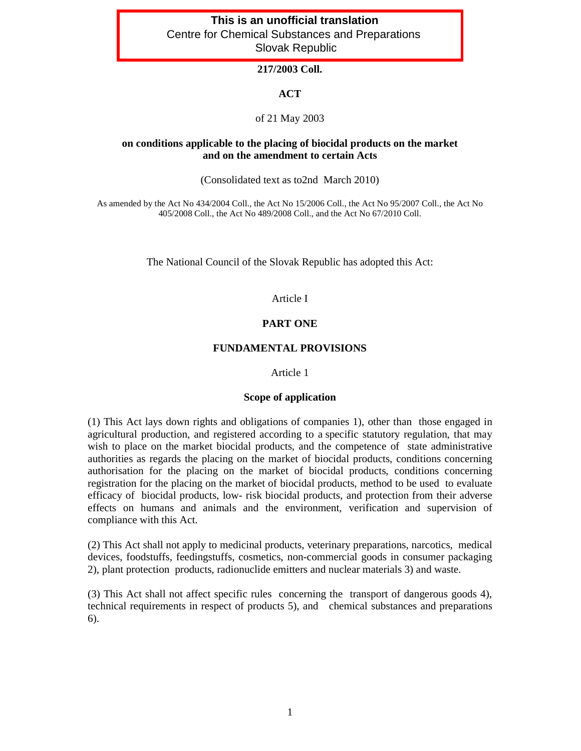**This is an unofficial translation**
Centre for Chemical Substances and Preparations
Slovak Republic

**217/2003 Coll.**

# ACT

of 21 May 2003

**on conditions applicable to the placing of biocidal products on the market and on the amendment to certain Acts**

(Consolidated text as to2nd March 2010)

As amended by the Act No 434/2004 Coll., the Act No 15/2006 Coll., the Act No 95/2007 Coll., the Act No 405/2008 Coll., the Act No 489/2008 Coll., and the Act No 67/2010 Coll.

The National Council of the Slovak Republic has adopted this Act:

Article I

## PART ONE

## FUNDAMENTAL PROVISIONS

Article 1

### Scope of application

(1) This Act lays down rights and obligations of companies 1), other than those engaged in agricultural production, and registered according to a specific statutory regulation, that may wish to place on the market biocidal products, and the competence of state administrative authorities as regards the placing on the market of biocidal products, conditions concerning authorisation for the placing on the market of biocidal products, conditions concerning registration for the placing on the market of biocidal products, method to be used to evaluate efficacy of biocidal products, low- risk biocidal products, and protection from their adverse effects on humans and animals and the environment, verification and supervision of compliance with this Act.

(2) This Act shall not apply to medicinal products, veterinary preparations, narcotics, medical devices, foodstuffs, feedingstuffs, cosmetics, non-commercial goods in consumer packaging 2), plant protection products, radionuclide emitters and nuclear materials 3) and waste.

(3) This Act shall not affect specific rules concerning the transport of dangerous goods 4), technical requirements in respect of products 5), and chemical substances and preparations 6).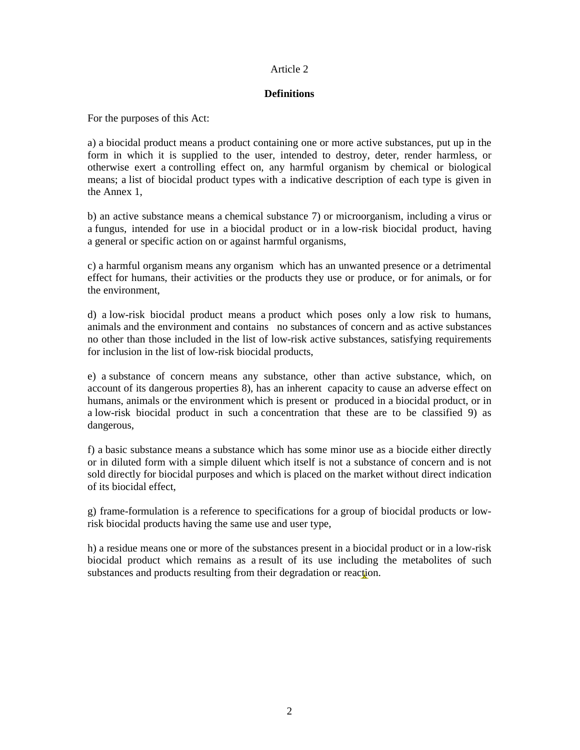Article 2

**Definitions**

For the purposes of this Act:

a) a biocidal product means a product containing one or more active substances, put up in the form in which it is supplied to the user, intended to destroy, deter, render harmless, or otherwise exert a controlling effect on, any harmful organism by chemical or biological means; a list of biocidal product types with a indicative description of each type is given in the Annex 1,

b) an active substance means a chemical substance 7) or microorganism, including a virus or a fungus, intended for use in a biocidal product or in a low-risk biocidal product, having a general or specific action on or against harmful organisms,

c) a harmful organism means any organism which has an unwanted presence or a detrimental effect for humans, their activities or the products they use or produce, or for animals, or for the environment,

d) a low-risk biocidal product means a product which poses only a low risk to humans, animals and the environment and contains no substances of concern and as active substances no other than those included in the list of low-risk active substances, satisfying requirements for inclusion in the list of low-risk biocidal products,

e) a substance of concern means any substance, other than active substance, which, on account of its dangerous properties 8), has an inherent capacity to cause an adverse effect on humans, animals or the environment which is present or produced in a biocidal product, or in a low-risk biocidal product in such a concentration that these are to be classified 9) as dangerous,

f) a basic substance means a substance which has some minor use as a biocide either directly or in diluted form with a simple diluent which itself is not a substance of concern and is not sold directly for biocidal purposes and which is placed on the market without direct indication of its biocidal effect,

g) frame-formulation is a reference to specifications for a group of biocidal products or low-risk biocidal products having the same use and user type,

h) a residue means one or more of the substances present in a biocidal product or in a low-risk biocidal product which remains as a result of its use including the metabolites of such substances and products resulting from their degradation or reaction.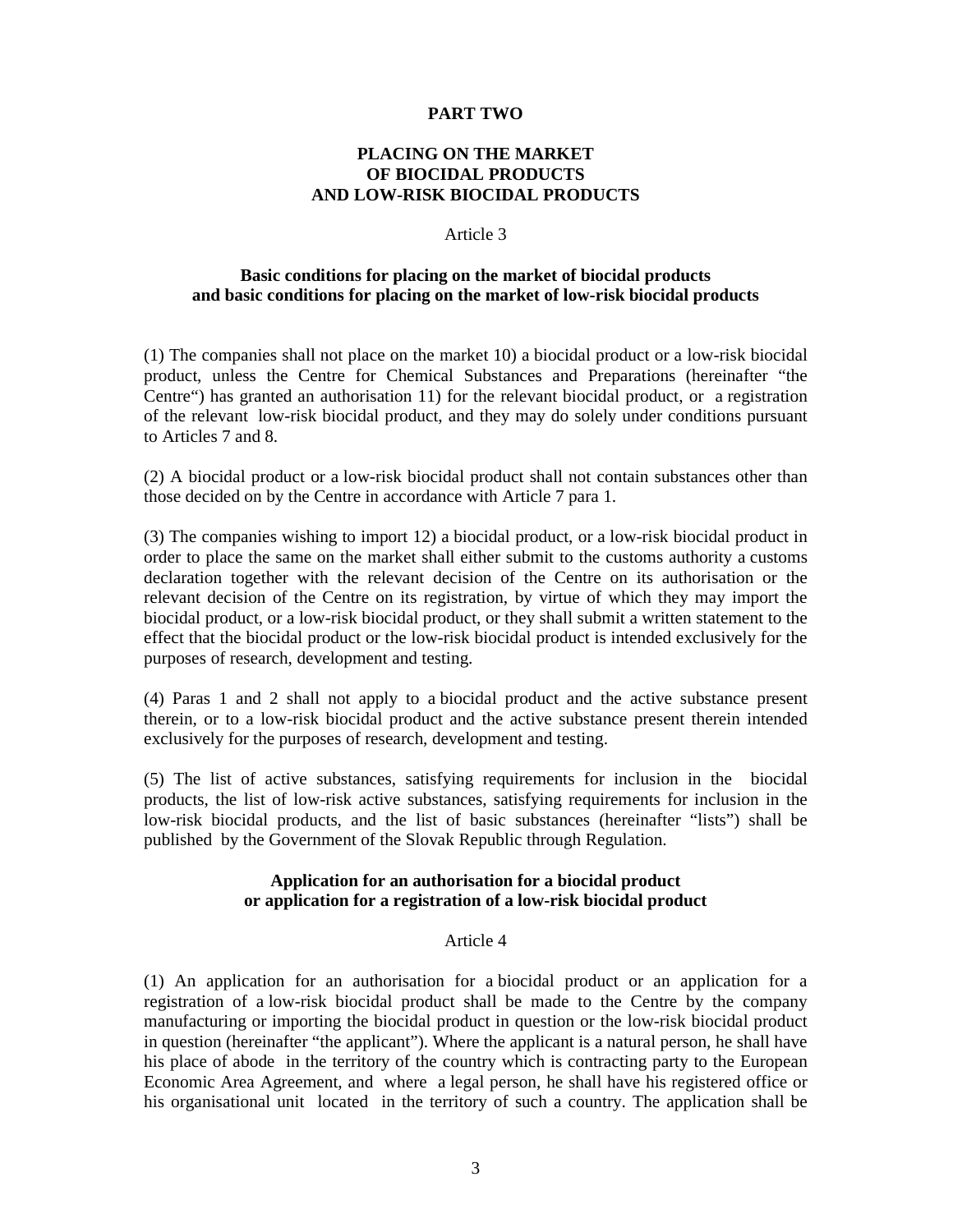## PART TWO

## PLACING ON THE MARKET OF BIOCIDAL PRODUCTS AND LOW-RISK BIOCIDAL PRODUCTS

Article 3

### Basic conditions for placing on the market of biocidal products and basic conditions for placing on the market of low-risk biocidal products

(1) The companies shall not place on the market 10) a biocidal product or a low-risk biocidal product, unless the Centre for Chemical Substances and Preparations (hereinafter "the Centre") has granted an authorisation 11) for the relevant biocidal product, or a registration of the relevant low-risk biocidal product, and they may do solely under conditions pursuant to Articles 7 and 8.

(2) A biocidal product or a low-risk biocidal product shall not contain substances other than those decided on by the Centre in accordance with Article 7 para 1.

(3) The companies wishing to import 12) a biocidal product, or a low-risk biocidal product in order to place the same on the market shall either submit to the customs authority a customs declaration together with the relevant decision of the Centre on its authorisation or the relevant decision of the Centre on its registration, by virtue of which they may import the biocidal product, or a low-risk biocidal product, or they shall submit a written statement to the effect that the biocidal product or the low-risk biocidal product is intended exclusively for the purposes of research, development and testing.

(4) Paras 1 and 2 shall not apply to a biocidal product and the active substance present therein, or to a low-risk biocidal product and the active substance present therein intended exclusively for the purposes of research, development and testing.

(5) The list of active substances, satisfying requirements for inclusion in the biocidal products, the list of low-risk active substances, satisfying requirements for inclusion in the low-risk biocidal products, and the list of basic substances (hereinafter "lists") shall be published by the Government of the Slovak Republic through Regulation.

### Application for an authorisation for a biocidal product or application for a registration of a low-risk biocidal product

Article 4

(1) An application for an authorisation for a biocidal product or an application for a registration of a low-risk biocidal product shall be made to the Centre by the company manufacturing or importing the biocidal product in question or the low-risk biocidal product in question (hereinafter "the applicant"). Where the applicant is a natural person, he shall have his place of abode in the territory of the country which is contracting party to the European Economic Area Agreement, and where a legal person, he shall have his registered office or his organisational unit located in the territory of such a country. The application shall be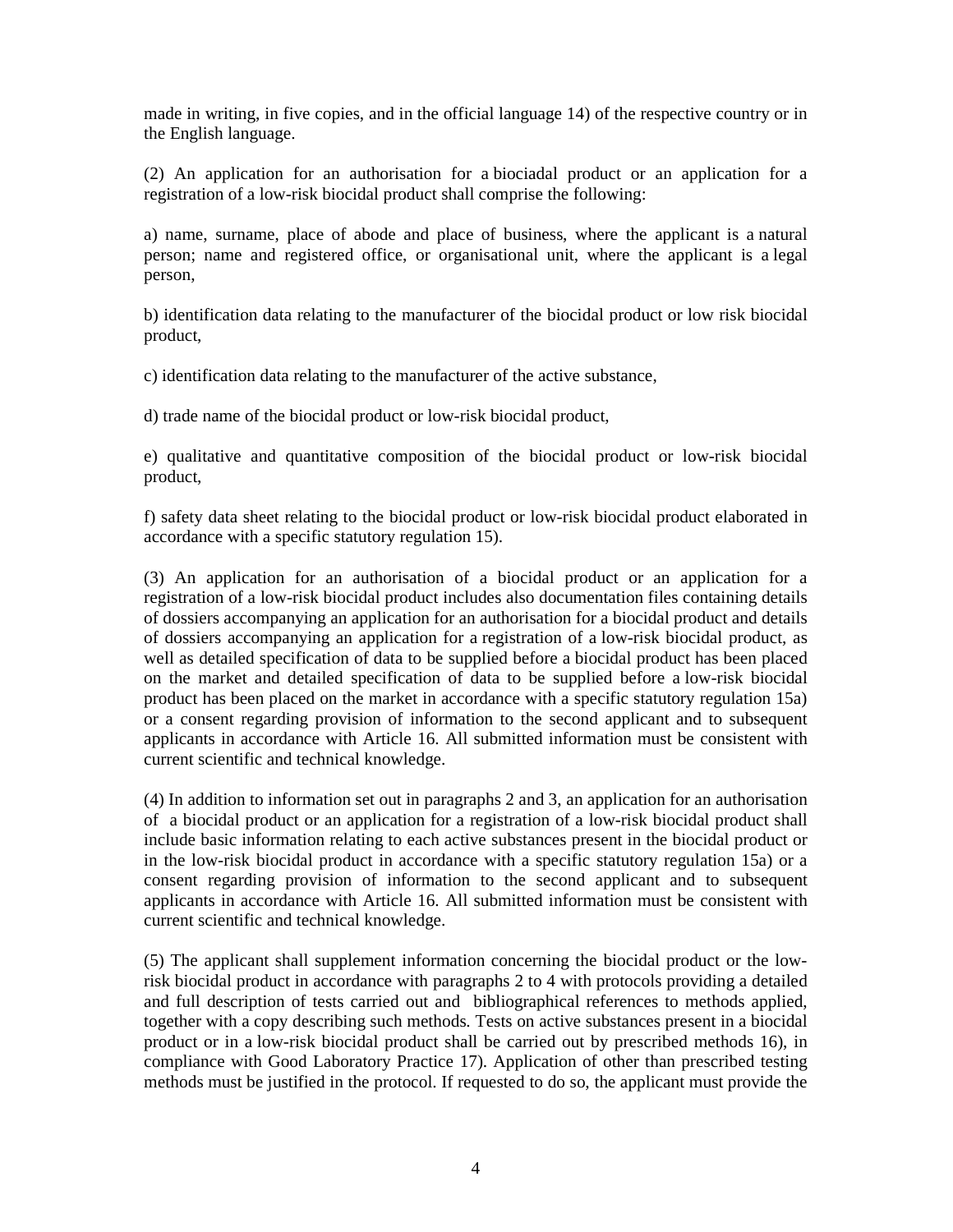made in writing, in five copies, and in the official language 14) of the respective country or in the English language.

(2) An application for an authorisation for a biociadal product or an application for a registration of a low-risk biocidal product shall comprise the following:

a) name, surname, place of abode and place of business, where the applicant is a natural person; name and registered office, or organisational unit, where the applicant is a legal person,

b) identification data relating to the manufacturer of the biocidal product or low risk biocidal product,

c) identification data relating to the manufacturer of the active substance,

d) trade name of the biocidal product or low-risk biocidal product,

e) qualitative and quantitative composition of the biocidal product or low-risk biocidal product,

f) safety data sheet relating to the biocidal product or low-risk biocidal product elaborated in accordance with a specific statutory regulation 15).

(3) An application for an authorisation of a biocidal product or an application for a registration of a low-risk biocidal product includes also documentation files containing details of dossiers accompanying an application for an authorisation for a biocidal product and details of dossiers accompanying an application for a registration of a low-risk biocidal product, as well as detailed specification of data to be supplied before a biocidal product has been placed on the market and detailed specification of data to be supplied before a low-risk biocidal product has been placed on the market in accordance with a specific statutory regulation 15a) or a consent regarding provision of information to the second applicant and to subsequent applicants in accordance with Article 16. All submitted information must be consistent with current scientific and technical knowledge.

(4) In addition to information set out in paragraphs 2 and 3, an application for an authorisation of a biocidal product or an application for a registration of a low-risk biocidal product shall include basic information relating to each active substances present in the biocidal product or in the low-risk biocidal product in accordance with a specific statutory regulation 15a) or a consent regarding provision of information to the second applicant and to subsequent applicants in accordance with Article 16. All submitted information must be consistent with current scientific and technical knowledge.

(5) The applicant shall supplement information concerning the biocidal product or the low-risk biocidal product in accordance with paragraphs 2 to 4 with protocols providing a detailed and full description of tests carried out and bibliographical references to methods applied, together with a copy describing such methods. Tests on active substances present in a biocidal product or in a low-risk biocidal product shall be carried out by prescribed methods 16), in compliance with Good Laboratory Practice 17). Application of other than prescribed testing methods must be justified in the protocol. If requested to do so, the applicant must provide the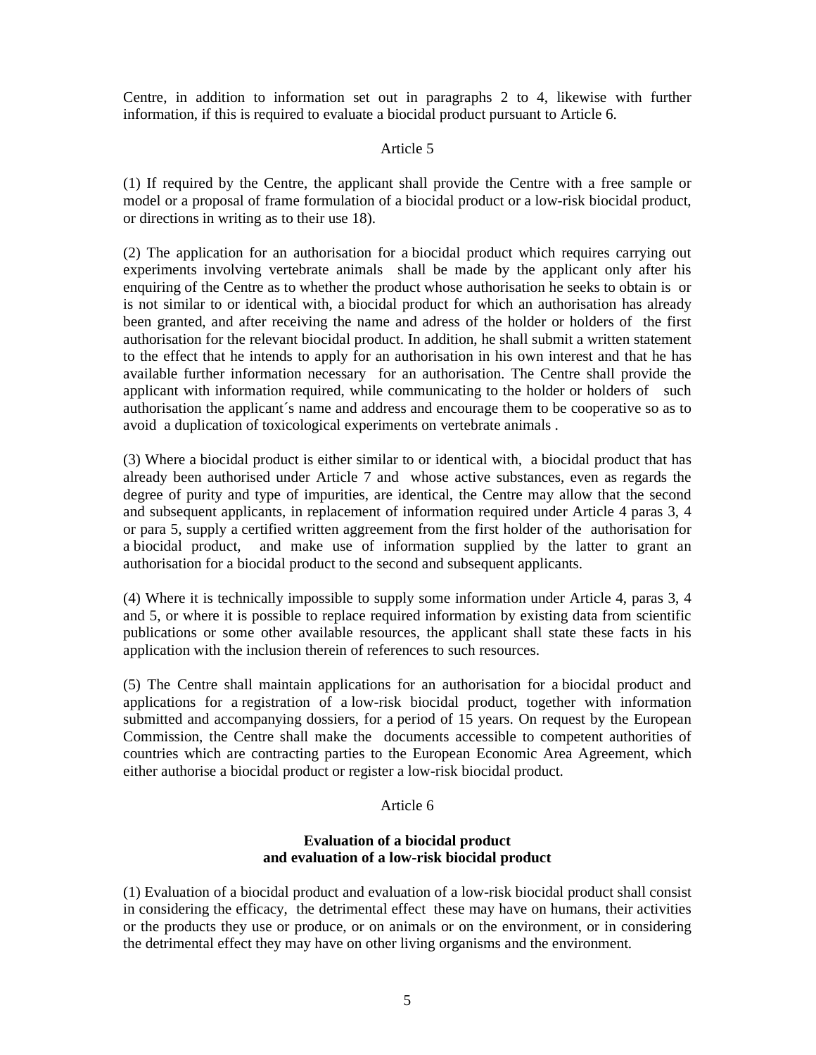Centre, in addition to information set out in paragraphs 2 to 4, likewise with further information, if this is required to evaluate a biocidal product pursuant to Article 6.

Article 5

(1) If required by the Centre, the applicant shall provide the Centre with a free sample or model or a proposal of frame formulation of a biocidal product or a low-risk biocidal product, or directions in writing as to their use 18).

(2) The application for an authorisation for a biocidal product which requires carrying out experiments involving vertebrate animals shall be made by the applicant only after his enquiring of the Centre as to whether the product whose authorisation he seeks to obtain is or is not similar to or identical with, a biocidal product for which an authorisation has already been granted, and after receiving the name and adress of the holder or holders of the first authorisation for the relevant biocidal product. In addition, he shall submit a written statement to the effect that he intends to apply for an authorisation in his own interest and that he has available further information necessary for an authorisation. The Centre shall provide the applicant with information required, while communicating to the holder or holders of such authorisation the applicant´s name and address and encourage them to be cooperative so as to avoid a duplication of toxicological experiments on vertebrate animals .

(3) Where a biocidal product is either similar to or identical with, a biocidal product that has already been authorised under Article 7 and whose active substances, even as regards the degree of purity and type of impurities, are identical, the Centre may allow that the second and subsequent applicants, in replacement of information required under Article 4 paras 3, 4 or para 5, supply a certified written aggreement from the first holder of the authorisation for a biocidal product, and make use of information supplied by the latter to grant an authorisation for a biocidal product to the second and subsequent applicants.

(4) Where it is technically impossible to supply some information under Article 4, paras 3, 4 and 5, or where it is possible to replace required information by existing data from scientific publications or some other available resources, the applicant shall state these facts in his application with the inclusion therein of references to such resources.

(5) The Centre shall maintain applications for an authorisation for a biocidal product and applications for a registration of a low-risk biocidal product, together with information submitted and accompanying dossiers, for a period of 15 years. On request by the European Commission, the Centre shall make the documents accessible to competent authorities of countries which are contracting parties to the European Economic Area Agreement, which either authorise a biocidal product or register a low-risk biocidal product.

Article 6

**Evaluation of a biocidal product and evaluation of a low-risk biocidal product**

(1) Evaluation of a biocidal product and evaluation of a low-risk biocidal product shall consist in considering the efficacy, the detrimental effect these may have on humans, their activities or the products they use or produce, or on animals or on the environment, or in considering the detrimental effect they may have on other living organisms and the environment.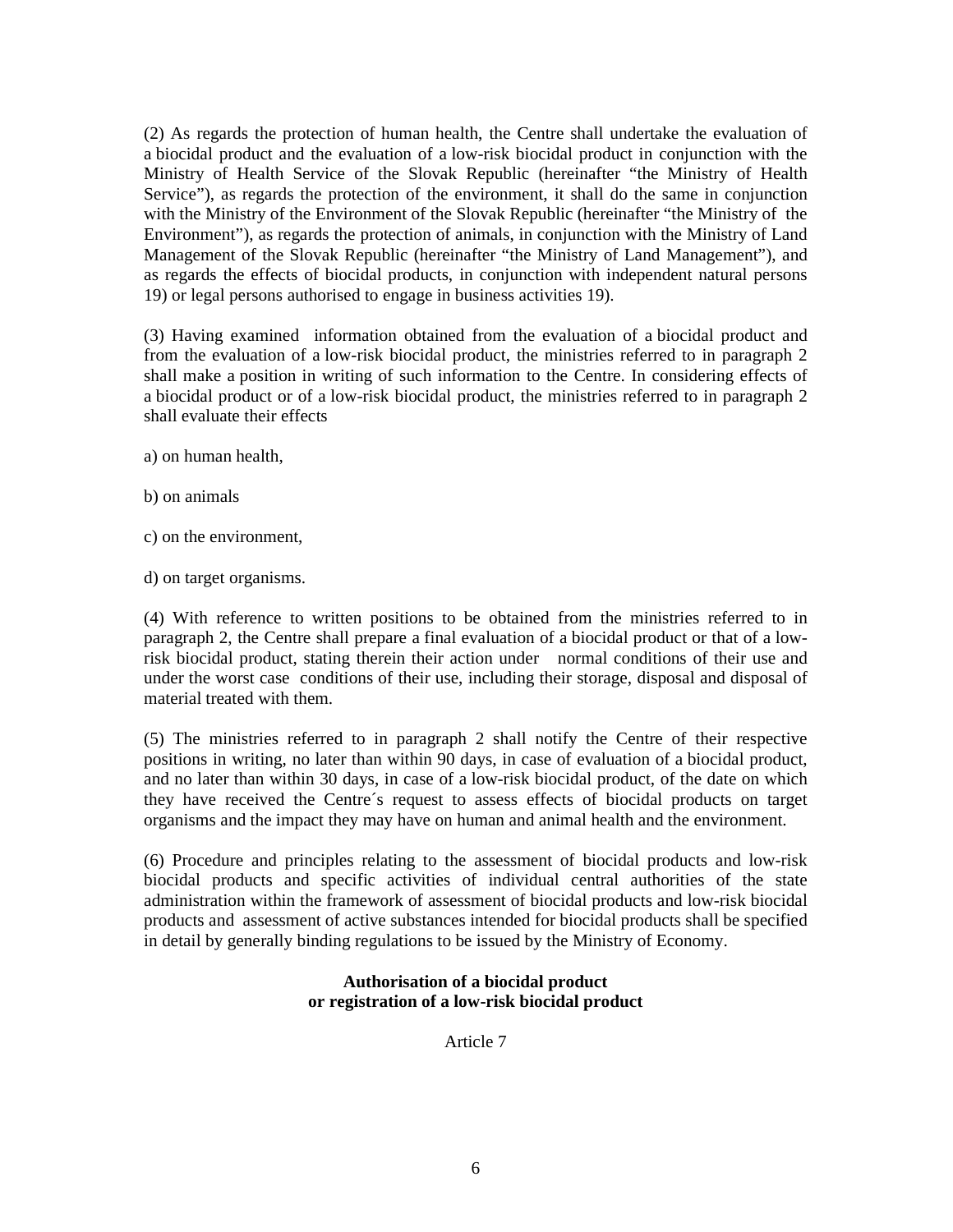(2) As regards the protection of human health, the Centre shall undertake the evaluation of a biocidal product and the evaluation of a low-risk biocidal product in conjunction with the Ministry of Health Service of the Slovak Republic (hereinafter “the Ministry of Health Service”), as regards the protection of the environment, it shall do the same in conjunction with the Ministry of the Environment of the Slovak Republic (hereinafter “the Ministry of the Environment”), as regards the protection of animals, in conjunction with the Ministry of Land Management of the Slovak Republic (hereinafter “the Ministry of Land Management”), and as regards the effects of biocidal products, in conjunction with independent natural persons 19) or legal persons authorised to engage in business activities 19).

(3) Having examined information obtained from the evaluation of a biocidal product and from the evaluation of a low-risk biocidal product, the ministries referred to in paragraph 2 shall make a position in writing of such information to the Centre. In considering effects of a biocidal product or of a low-risk biocidal product, the ministries referred to in paragraph 2 shall evaluate their effects

a) on human health,

b) on animals

c) on the environment,

d) on target organisms.

(4) With reference to written positions to be obtained from the ministries referred to in paragraph 2, the Centre shall prepare a final evaluation of a biocidal product or that of a low-risk biocidal product, stating therein their action under normal conditions of their use and under the worst case conditions of their use, including their storage, disposal and disposal of material treated with them.

(5) The ministries referred to in paragraph 2 shall notify the Centre of their respective positions in writing, no later than within 90 days, in case of evaluation of a biocidal product, and no later than within 30 days, in case of a low-risk biocidal product, of the date on which they have received the Centre´s request to assess effects of biocidal products on target organisms and the impact they may have on human and animal health and the environment.

(6) Procedure and principles relating to the assessment of biocidal products and low-risk biocidal products and specific activities of individual central authorities of the state administration within the framework of assessment of biocidal products and low-risk biocidal products and assessment of active substances intended for biocidal products shall be specified in detail by generally binding regulations to be issued by the Ministry of Economy.

**Authorisation of a biocidal product**
**or registration of a low-risk biocidal product**

Article 7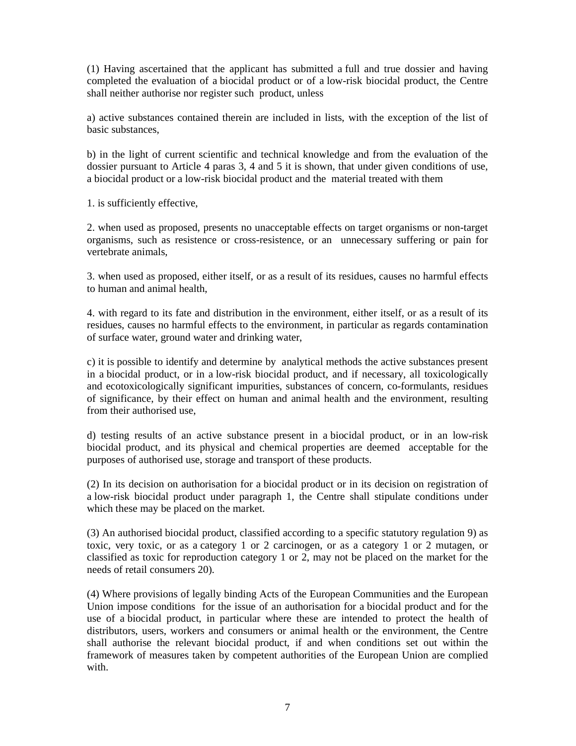(1) Having ascertained that the applicant has submitted a full and true dossier and having completed the evaluation of a biocidal product or of a low-risk biocidal product, the Centre shall neither authorise nor register such product, unless

a) active substances contained therein are included in lists, with the exception of the list of basic substances,

b) in the light of current scientific and technical knowledge and from the evaluation of the dossier pursuant to Article 4 paras 3, 4 and 5 it is shown, that under given conditions of use, a biocidal product or a low-risk biocidal product and the material treated with them

1. is sufficiently effective,

2. when used as proposed, presents no unacceptable effects on target organisms or non-target organisms, such as resistence or cross-resistence, or an unnecessary suffering or pain for vertebrate animals,

3. when used as proposed, either itself, or as a result of its residues, causes no harmful effects to human and animal health,

4. with regard to its fate and distribution in the environment, either itself, or as a result of its residues, causes no harmful effects to the environment, in particular as regards contamination of surface water, ground water and drinking water,

c) it is possible to identify and determine by analytical methods the active substances present in a biocidal product, or in a low-risk biocidal product, and if necessary, all toxicologically and ecotoxicologically significant impurities, substances of concern, co-formulants, residues of significance, by their effect on human and animal health and the environment, resulting from their authorised use,

d) testing results of an active substance present in a biocidal product, or in an low-risk biocidal product, and its physical and chemical properties are deemed acceptable for the purposes of authorised use, storage and transport of these products.

(2) In its decision on authorisation for a biocidal product or in its decision on registration of a low-risk biocidal product under paragraph 1, the Centre shall stipulate conditions under which these may be placed on the market.

(3) An authorised biocidal product, classified according to a specific statutory regulation 9) as toxic, very toxic, or as a category 1 or 2 carcinogen, or as a category 1 or 2 mutagen, or classified as toxic for reproduction category 1 or 2, may not be placed on the market for the needs of retail consumers 20).

(4) Where provisions of legally binding Acts of the European Communities and the European Union impose conditions for the issue of an authorisation for a biocidal product and for the use of a biocidal product, in particular where these are intended to protect the health of distributors, users, workers and consumers or animal health or the environment, the Centre shall authorise the relevant biocidal product, if and when conditions set out within the framework of measures taken by competent authorities of the European Union are complied with.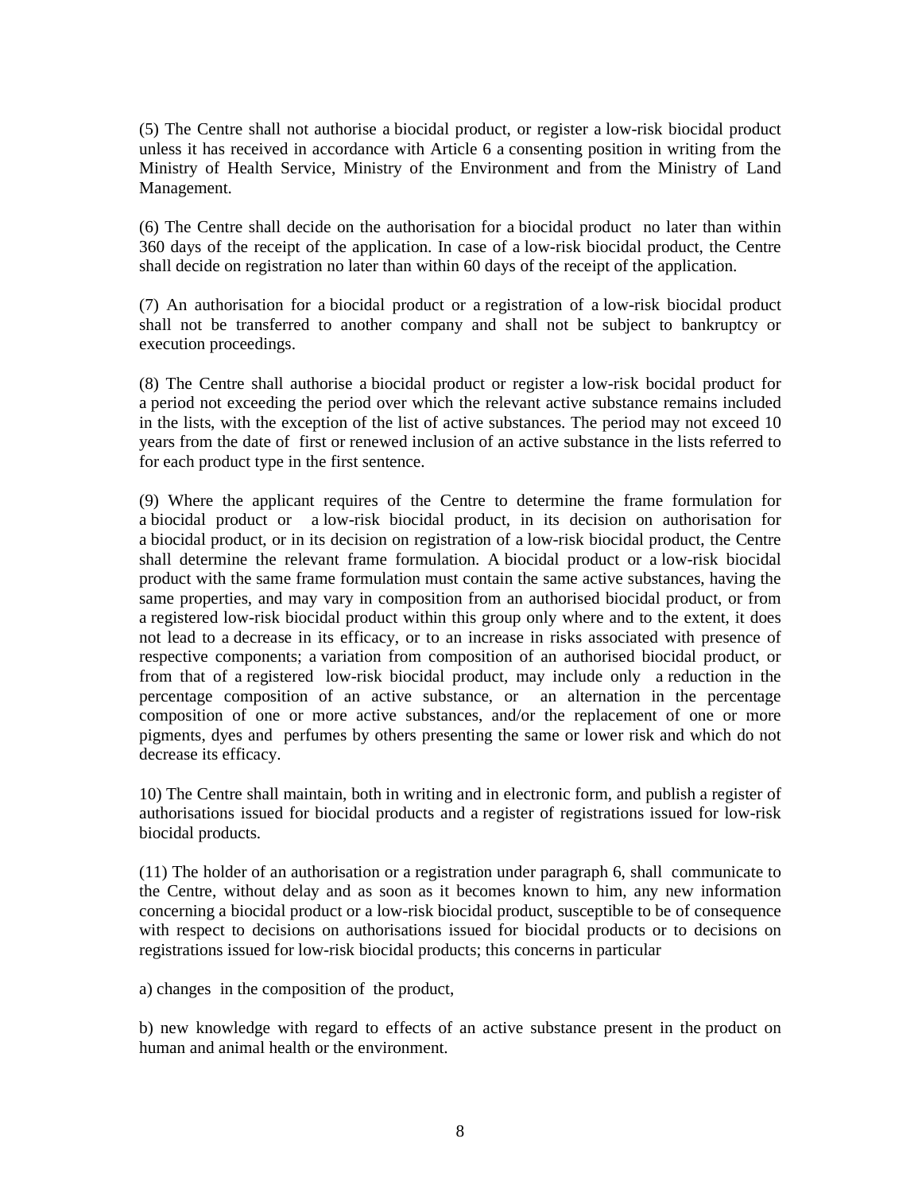(5) The Centre shall not authorise a biocidal product, or register a low-risk biocidal product unless it has received in accordance with Article 6 a consenting position in writing from the Ministry of Health Service, Ministry of the Environment and from the Ministry of Land Management.

(6) The Centre shall decide on the authorisation for a biocidal product no later than within 360 days of the receipt of the application. In case of a low-risk biocidal product, the Centre shall decide on registration no later than within 60 days of the receipt of the application.

(7) An authorisation for a biocidal product or a registration of a low-risk biocidal product shall not be transferred to another company and shall not be subject to bankruptcy or execution proceedings.

(8) The Centre shall authorise a biocidal product or register a low-risk bocidal product for a period not exceeding the period over which the relevant active substance remains included in the lists, with the exception of the list of active substances. The period may not exceed 10 years from the date of first or renewed inclusion of an active substance in the lists referred to for each product type in the first sentence.

(9) Where the applicant requires of the Centre to determine the frame formulation for a biocidal product or a low-risk biocidal product, in its decision on authorisation for a biocidal product, or in its decision on registration of a low-risk biocidal product, the Centre shall determine the relevant frame formulation. A biocidal product or a low-risk biocidal product with the same frame formulation must contain the same active substances, having the same properties, and may vary in composition from an authorised biocidal product, or from a registered low-risk biocidal product within this group only where and to the extent, it does not lead to a decrease in its efficacy, or to an increase in risks associated with presence of respective components; a variation from composition of an authorised biocidal product, or from that of a registered low-risk biocidal product, may include only a reduction in the percentage composition of an active substance, or an alternation in the percentage composition of one or more active substances, and/or the replacement of one or more pigments, dyes and perfumes by others presenting the same or lower risk and which do not decrease its efficacy.

10) The Centre shall maintain, both in writing and in electronic form, and publish a register of authorisations issued for biocidal products and a register of registrations issued for low-risk biocidal products.

(11) The holder of an authorisation or a registration under paragraph 6, shall communicate to the Centre, without delay and as soon as it becomes known to him, any new information concerning a biocidal product or a low-risk biocidal product, susceptible to be of consequence with respect to decisions on authorisations issued for biocidal products or to decisions on registrations issued for low-risk biocidal products; this concerns in particular

a) changes in the composition of the product,

b) new knowledge with regard to effects of an active substance present in the product on human and animal health or the environment.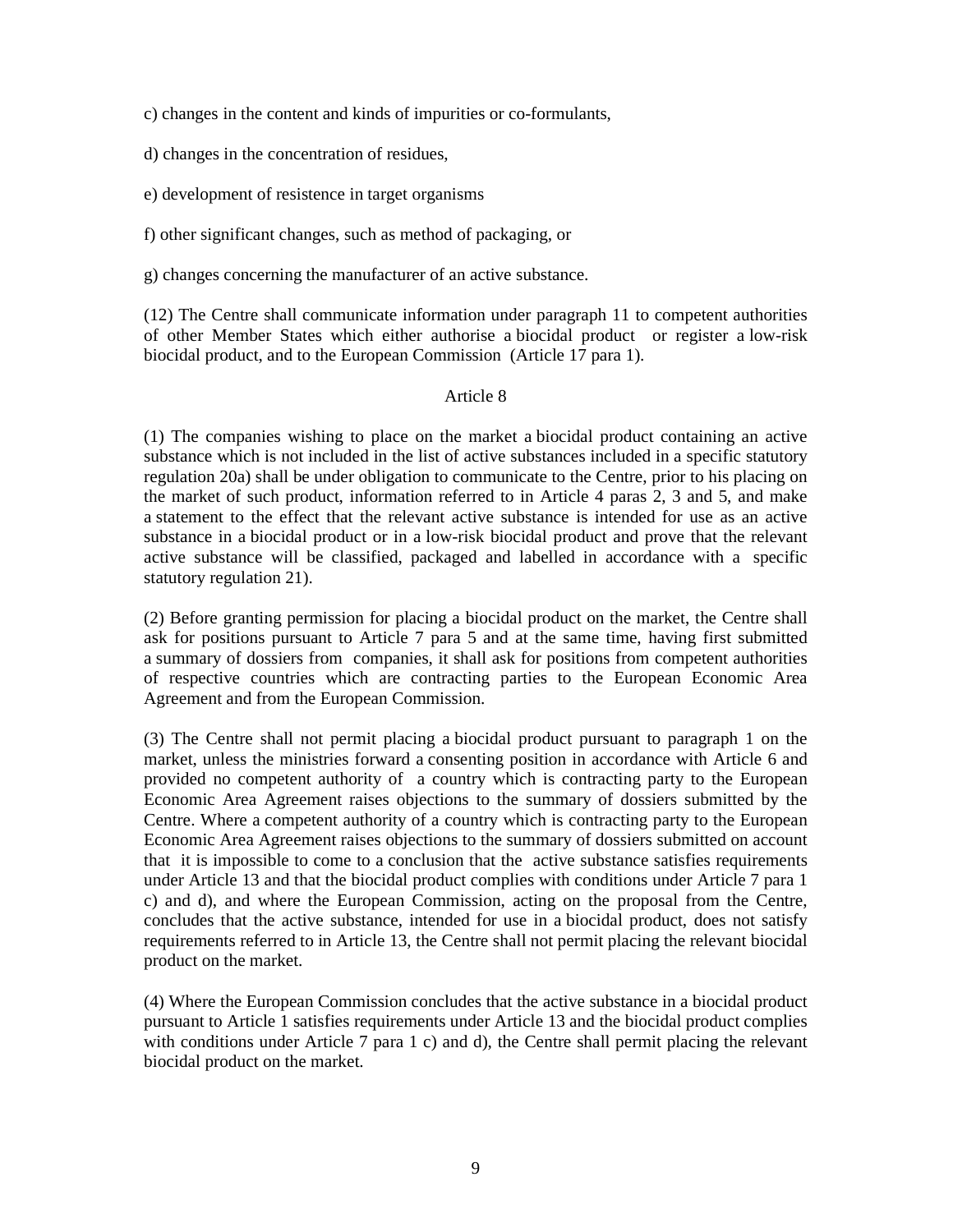c) changes in the content and kinds of impurities or co-formulants,

d) changes in the concentration of residues,

e) development of resistence in target organisms

f) other significant changes, such as method of packaging, or

g) changes concerning the manufacturer of an active substance.

(12) The Centre shall communicate information under paragraph 11 to competent authorities of other Member States which either authorise a biocidal product or register a low-risk biocidal product, and to the European Commission (Article 17 para 1).

Article 8

(1) The companies wishing to place on the market a biocidal product containing an active substance which is not included in the list of active substances included in a specific statutory regulation 20a) shall be under obligation to communicate to the Centre, prior to his placing on the market of such product, information referred to in Article 4 paras 2, 3 and 5, and make a statement to the effect that the relevant active substance is intended for use as an active substance in a biocidal product or in a low-risk biocidal product and prove that the relevant active substance will be classified, packaged and labelled in accordance with a specific statutory regulation 21).

(2) Before granting permission for placing a biocidal product on the market, the Centre shall ask for positions pursuant to Article 7 para 5 and at the same time, having first submitted a summary of dossiers from companies, it shall ask for positions from competent authorities of respective countries which are contracting parties to the European Economic Area Agreement and from the European Commission.

(3) The Centre shall not permit placing a biocidal product pursuant to paragraph 1 on the market, unless the ministries forward a consenting position in accordance with Article 6 and provided no competent authority of a country which is contracting party to the European Economic Area Agreement raises objections to the summary of dossiers submitted by the Centre. Where a competent authority of a country which is contracting party to the European Economic Area Agreement raises objections to the summary of dossiers submitted on account that it is impossible to come to a conclusion that the active substance satisfies requirements under Article 13 and that the biocidal product complies with conditions under Article 7 para 1 c) and d), and where the European Commission, acting on the proposal from the Centre, concludes that the active substance, intended for use in a biocidal product, does not satisfy requirements referred to in Article 13, the Centre shall not permit placing the relevant biocidal product on the market.

(4) Where the European Commission concludes that the active substance in a biocidal product pursuant to Article 1 satisfies requirements under Article 13 and the biocidal product complies with conditions under Article 7 para 1 c) and d), the Centre shall permit placing the relevant biocidal product on the market.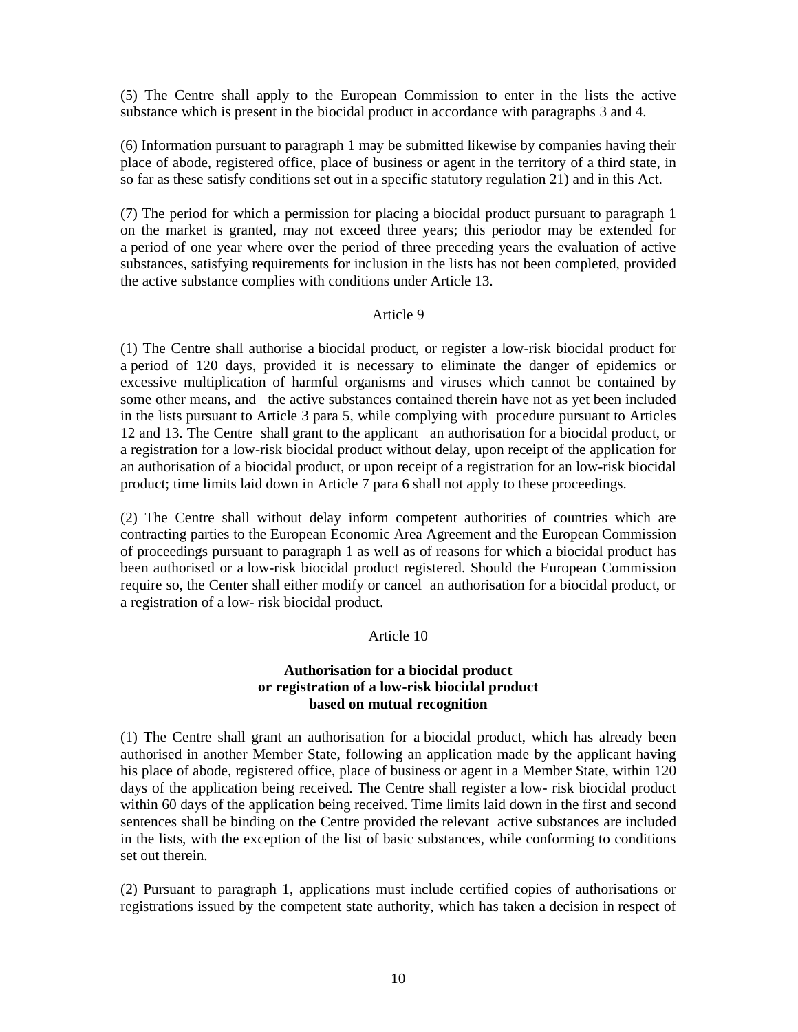(5) The Centre shall apply to the European Commission to enter in the lists the active substance which is present in the biocidal product in accordance with paragraphs 3 and 4.

(6) Information pursuant to paragraph 1 may be submitted likewise by companies having their place of abode, registered office, place of business or agent in the territory of a third state, in so far as these satisfy conditions set out in a specific statutory regulation 21) and in this Act.

(7) The period for which a permission for placing a biocidal product pursuant to paragraph 1 on the market is granted, may not exceed three years; this periodor may be extended for a period of one year where over the period of three preceding years the evaluation of active substances, satisfying requirements for inclusion in the lists has not been completed, provided the active substance complies with conditions under Article 13.

Article 9

(1) The Centre shall authorise a biocidal product, or register a low-risk biocidal product for a period of 120 days, provided it is necessary to eliminate the danger of epidemics or excessive multiplication of harmful organisms and viruses which cannot be contained by some other means, and the active substances contained therein have not as yet been included in the lists pursuant to Article 3 para 5, while complying with procedure pursuant to Articles 12 and 13. The Centre shall grant to the applicant an authorisation for a biocidal product, or a registration for a low-risk biocidal product without delay, upon receipt of the application for an authorisation of a biocidal product, or upon receipt of a registration for an low-risk biocidal product; time limits laid down in Article 7 para 6 shall not apply to these proceedings.

(2) The Centre shall without delay inform competent authorities of countries which are contracting parties to the European Economic Area Agreement and the European Commission of proceedings pursuant to paragraph 1 as well as of reasons for which a biocidal product has been authorised or a low-risk biocidal product registered. Should the European Commission require so, the Center shall either modify or cancel an authorisation for a biocidal product, or a registration of a low- risk biocidal product.

Article 10

**Authorisation for a biocidal product or registration of a low-risk biocidal product based on mutual recognition**

(1) The Centre shall grant an authorisation for a biocidal product, which has already been authorised in another Member State, following an application made by the applicant having his place of abode, registered office, place of business or agent in a Member State, within 120 days of the application being received. The Centre shall register a low- risk biocidal product within 60 days of the application being received. Time limits laid down in the first and second sentences shall be binding on the Centre provided the relevant active substances are included in the lists, with the exception of the list of basic substances, while conforming to conditions set out therein.

(2) Pursuant to paragraph 1, applications must include certified copies of authorisations or registrations issued by the competent state authority, which has taken a decision in respect of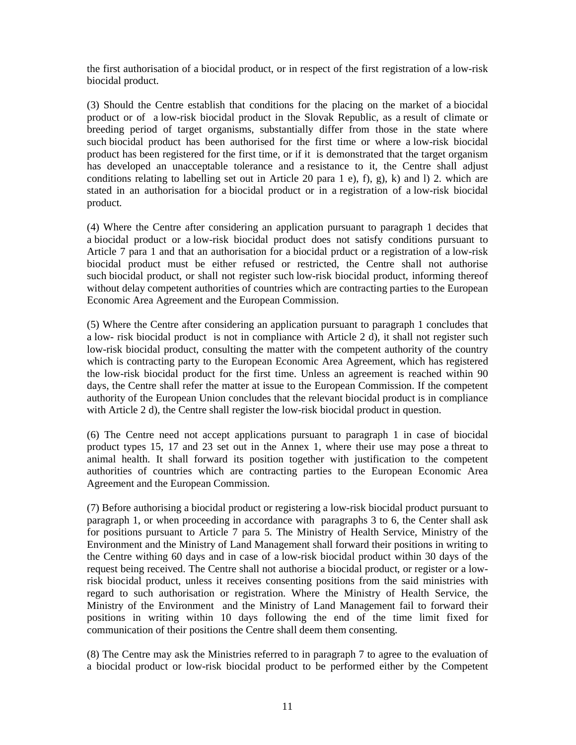the first authorisation of a biocidal product, or in respect of the first registration of a low-risk biocidal product.

(3) Should the Centre establish that conditions for the placing on the market of a biocidal product or of a low-risk biocidal product in the Slovak Republic, as a result of climate or breeding period of target organisms, substantially differ from those in the state where such biocidal product has been authorised for the first time or where a low-risk biocidal product has been registered for the first time, or if it is demonstrated that the target organism has developed an unacceptable tolerance and a resistance to it, the Centre shall adjust conditions relating to labelling set out in Article 20 para 1 e), f), g), k) and l) 2. which are stated in an authorisation for a biocidal product or in a registration of a low-risk biocidal product.

(4) Where the Centre after considering an application pursuant to paragraph 1 decides that a biocidal product or a low-risk biocidal product does not satisfy conditions pursuant to Article 7 para 1 and that an authorisation for a biocidal prduct or a registration of a low-risk biocidal product must be either refused or restricted, the Centre shall not authorise such biocidal product, or shall not register such low-risk biocidal product, informing thereof without delay competent authorities of countries which are contracting parties to the European Economic Area Agreement and the European Commission.

(5) Where the Centre after considering an application pursuant to paragraph 1 concludes that a low- risk biocidal product is not in compliance with Article 2 d), it shall not register such low-risk biocidal product, consulting the matter with the competent authority of the country which is contracting party to the European Economic Area Agreement, which has registered the low-risk biocidal product for the first time. Unless an agreement is reached within 90 days, the Centre shall refer the matter at issue to the European Commission. If the competent authority of the European Union concludes that the relevant biocidal product is in compliance with Article 2 d), the Centre shall register the low-risk biocidal product in question.

(6) The Centre need not accept applications pursuant to paragraph 1 in case of biocidal product types 15, 17 and 23 set out in the Annex 1, where their use may pose a threat to animal health. It shall forward its position together with justification to the competent authorities of countries which are contracting parties to the European Economic Area Agreement and the European Commission.

(7) Before authorising a biocidal product or registering a low-risk biocidal product pursuant to paragraph 1, or when proceeding in accordance with paragraphs 3 to 6, the Center shall ask for positions pursuant to Article 7 para 5. The Ministry of Health Service, Ministry of the Environment and the Ministry of Land Management shall forward their positions in writing to the Centre withing 60 days and in case of a low-risk biocidal product within 30 days of the request being received. The Centre shall not authorise a biocidal product, or register or a low-risk biocidal product, unless it receives consenting positions from the said ministries with regard to such authorisation or registration. Where the Ministry of Health Service, the Ministry of the Environment and the Ministry of Land Management fail to forward their positions in writing within 10 days following the end of the time limit fixed for communication of their positions the Centre shall deem them consenting.

(8) The Centre may ask the Ministries referred to in paragraph 7 to agree to the evaluation of a biocidal product or low-risk biocidal product to be performed either by the Competent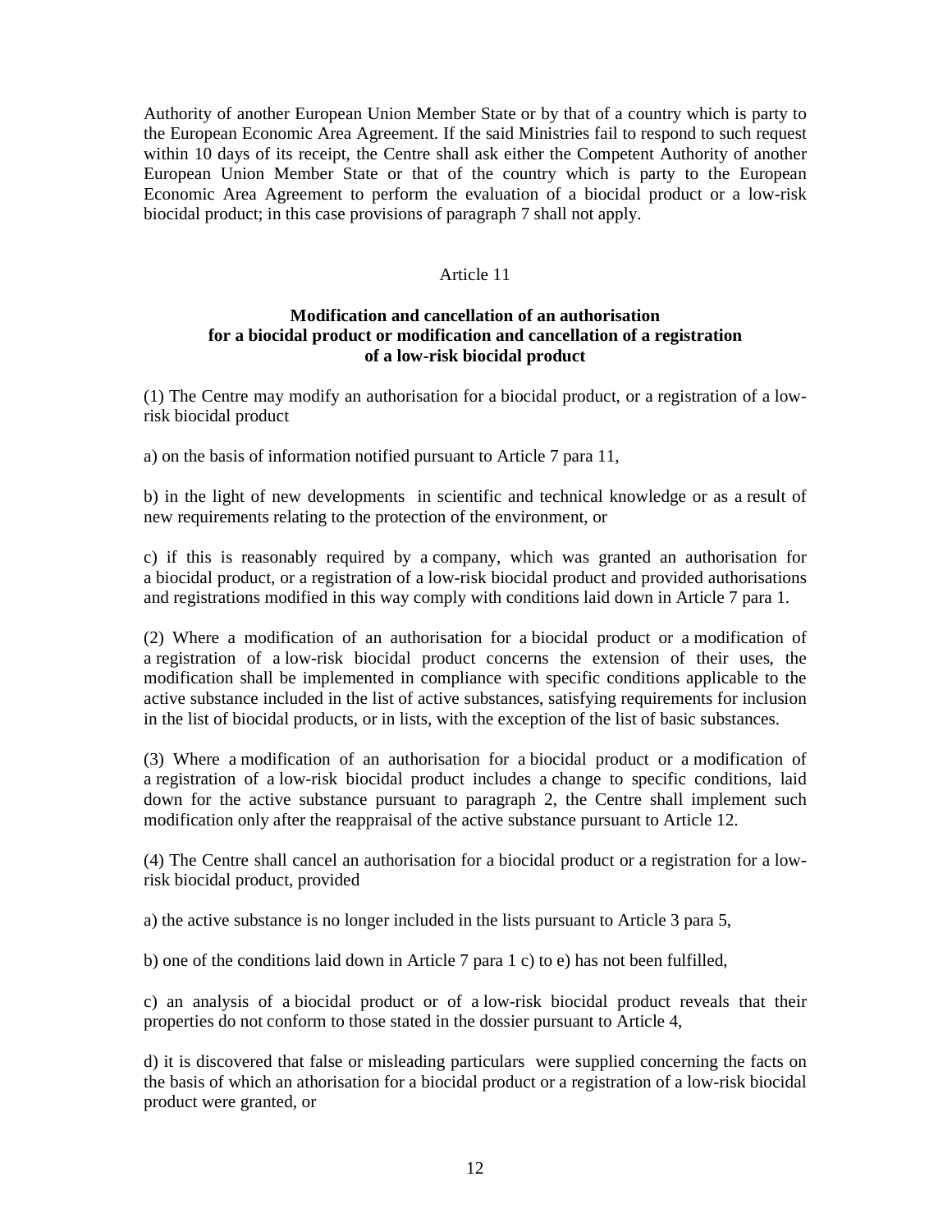Authority of another European Union Member State or by that of a country which is party to the European Economic Area Agreement. If the said Ministries fail to respond to such request within 10 days of its receipt, the Centre shall ask either the Competent Authority of another European Union Member State or that of the country which is party to the European Economic Area Agreement to perform the evaluation of a biocidal product or a low-risk biocidal product; in this case provisions of paragraph 7 shall not apply.

Article 11

**Modification and cancellation of an authorisation for a biocidal product or modification and cancellation of a registration of a low-risk biocidal product**

(1) The Centre may modify an authorisation for a biocidal product, or a registration of a low-risk biocidal product

a) on the basis of information notified pursuant to Article 7 para 11,

b) in the light of new developments in scientific and technical knowledge or as a result of new requirements relating to the protection of the environment, or

c) if this is reasonably required by a company, which was granted an authorisation for a biocidal product, or a registration of a low-risk biocidal product and provided authorisations and registrations modified in this way comply with conditions laid down in Article 7 para 1.

(2) Where a modification of an authorisation for a biocidal product or a modification of a registration of a low-risk biocidal product concerns the extension of their uses, the modification shall be implemented in compliance with specific conditions applicable to the active substance included in the list of active substances, satisfying requirements for inclusion in the list of biocidal products, or in lists, with the exception of the list of basic substances.

(3) Where a modification of an authorisation for a biocidal product or a modification of a registration of a low-risk biocidal product includes a change to specific conditions, laid down for the active substance pursuant to paragraph 2, the Centre shall implement such modification only after the reappraisal of the active substance pursuant to Article 12.

(4) The Centre shall cancel an authorisation for a biocidal product or a registration for a low-risk biocidal product, provided

a) the active substance is no longer included in the lists pursuant to Article 3 para 5,

b) one of the conditions laid down in Article 7 para 1 c) to e) has not been fulfilled,

c) an analysis of a biocidal product or of a low-risk biocidal product reveals that their properties do not conform to those stated in the dossier pursuant to Article 4,

d) it is discovered that false or misleading particulars were supplied concerning the facts on the basis of which an athorisation for a biocidal product or a registration of a low-risk biocidal product were granted, or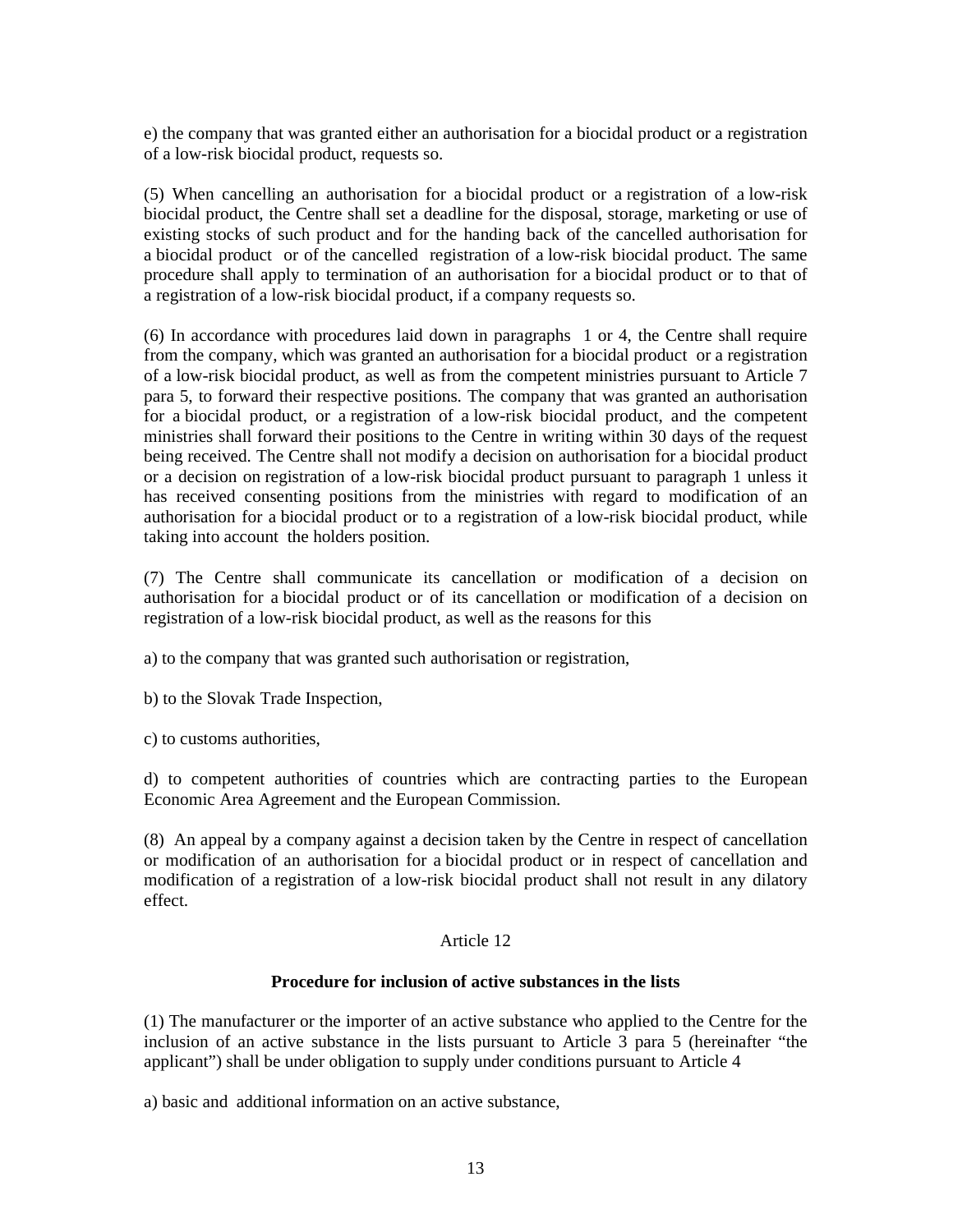e) the company that was granted either an authorisation for a biocidal product or a registration of a low-risk biocidal product, requests so.

(5) When cancelling an authorisation for a biocidal product or a registration of a low-risk biocidal product, the Centre shall set a deadline for the disposal, storage, marketing or use of existing stocks of such product and for the handing back of the cancelled authorisation for a biocidal product or of the cancelled registration of a low-risk biocidal product. The same procedure shall apply to termination of an authorisation for a biocidal product or to that of a registration of a low-risk biocidal product, if a company requests so.

(6) In accordance with procedures laid down in paragraphs 1 or 4, the Centre shall require from the company, which was granted an authorisation for a biocidal product or a registration of a low-risk biocidal product, as well as from the competent ministries pursuant to Article 7 para 5, to forward their respective positions. The company that was granted an authorisation for a biocidal product, or a registration of a low-risk biocidal product, and the competent ministries shall forward their positions to the Centre in writing within 30 days of the request being received. The Centre shall not modify a decision on authorisation for a biocidal product or a decision on registration of a low-risk biocidal product pursuant to paragraph 1 unless it has received consenting positions from the ministries with regard to modification of an authorisation for a biocidal product or to a registration of a low-risk biocidal product, while taking into account the holders position.

(7) The Centre shall communicate its cancellation or modification of a decision on authorisation for a biocidal product or of its cancellation or modification of a decision on registration of a low-risk biocidal product, as well as the reasons for this

a) to the company that was granted such authorisation or registration,

b) to the Slovak Trade Inspection,

c) to customs authorities,

d) to competent authorities of countries which are contracting parties to the European Economic Area Agreement and the European Commission.

(8) An appeal by a company against a decision taken by the Centre in respect of cancellation or modification of an authorisation for a biocidal product or in respect of cancellation and modification of a registration of a low-risk biocidal product shall not result in any dilatory effect.

Article 12

**Procedure for inclusion of active substances in the lists**

(1) The manufacturer or the importer of an active substance who applied to the Centre for the inclusion of an active substance in the lists pursuant to Article 3 para 5 (hereinafter "the applicant") shall be under obligation to supply under conditions pursuant to Article 4

a) basic and additional information on an active substance,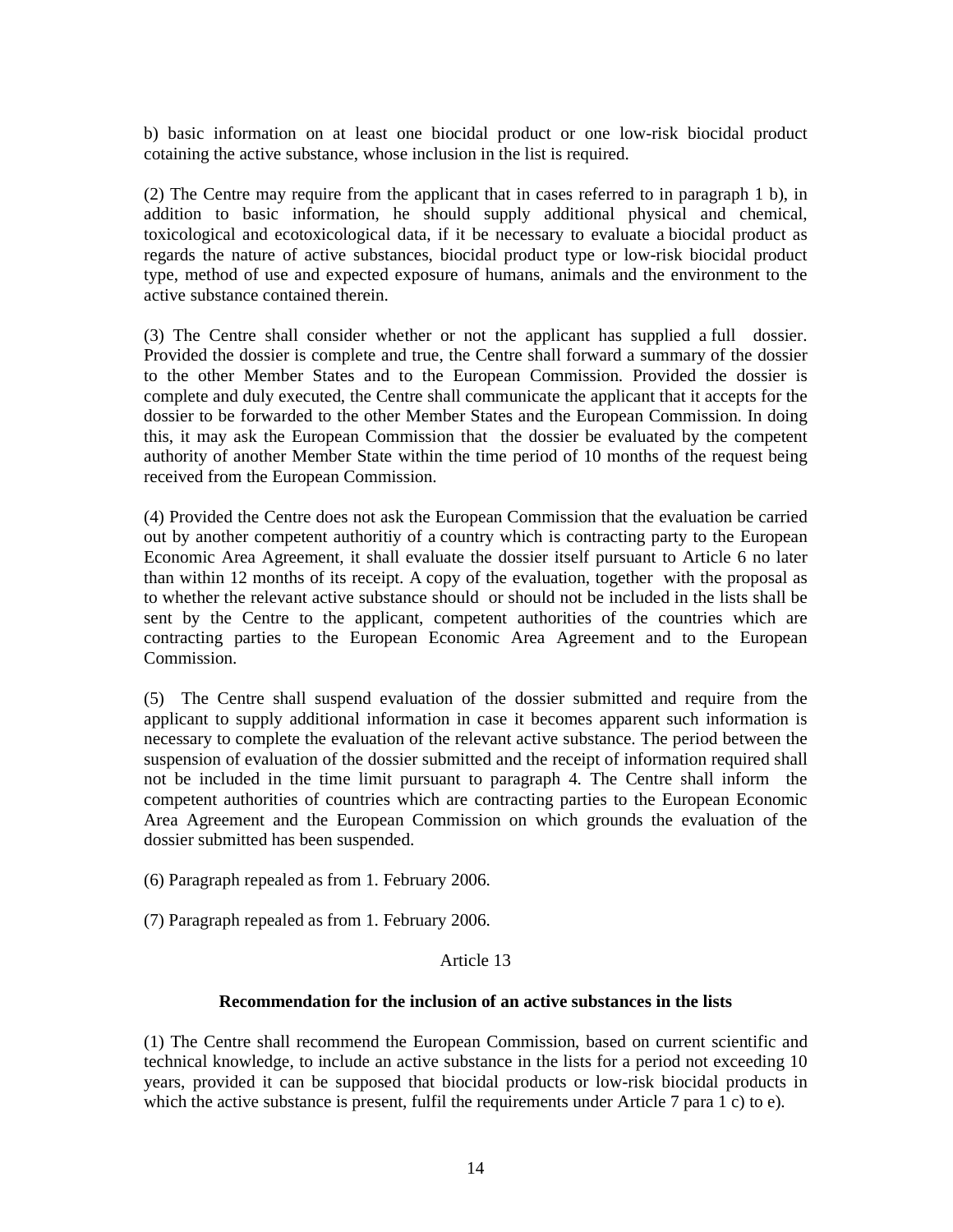b) basic information on at least one biocidal product or one low-risk biocidal product cotaining the active substance, whose inclusion in the list is required.

(2) The Centre may require from the applicant that in cases referred to in paragraph 1 b), in addition to basic information, he should supply additional physical and chemical, toxicological and ecotoxicological data, if it be necessary to evaluate a biocidal product as regards the nature of active substances, biocidal product type or low-risk biocidal product type, method of use and expected exposure of humans, animals and the environment to the active substance contained therein.

(3) The Centre shall consider whether or not the applicant has supplied a full dossier. Provided the dossier is complete and true, the Centre shall forward a summary of the dossier to the other Member States and to the European Commission. Provided the dossier is complete and duly executed, the Centre shall communicate the applicant that it accepts for the dossier to be forwarded to the other Member States and the European Commission. In doing this, it may ask the European Commission that the dossier be evaluated by the competent authority of another Member State within the time period of 10 months of the request being received from the European Commission.

(4) Provided the Centre does not ask the European Commission that the evaluation be carried out by another competent authoritiy of a country which is contracting party to the European Economic Area Agreement, it shall evaluate the dossier itself pursuant to Article 6 no later than within 12 months of its receipt. A copy of the evaluation, together with the proposal as to whether the relevant active substance should or should not be included in the lists shall be sent by the Centre to the applicant, competent authorities of the countries which are contracting parties to the European Economic Area Agreement and to the European Commission.

(5) The Centre shall suspend evaluation of the dossier submitted and require from the applicant to supply additional information in case it becomes apparent such information is necessary to complete the evaluation of the relevant active substance. The period between the suspension of evaluation of the dossier submitted and the receipt of information required shall not be included in the time limit pursuant to paragraph 4. The Centre shall inform the competent authorities of countries which are contracting parties to the European Economic Area Agreement and the European Commission on which grounds the evaluation of the dossier submitted has been suspended.

(6) Paragraph repealed as from 1. February 2006.

(7) Paragraph repealed as from 1. February 2006.

Article 13

**Recommendation for the inclusion of an active substances in the lists**

(1) The Centre shall recommend the European Commission, based on current scientific and technical knowledge, to include an active substance in the lists for a period not exceeding 10 years, provided it can be supposed that biocidal products or low-risk biocidal products in which the active substance is present, fulfil the requirements under Article 7 para 1 c) to e).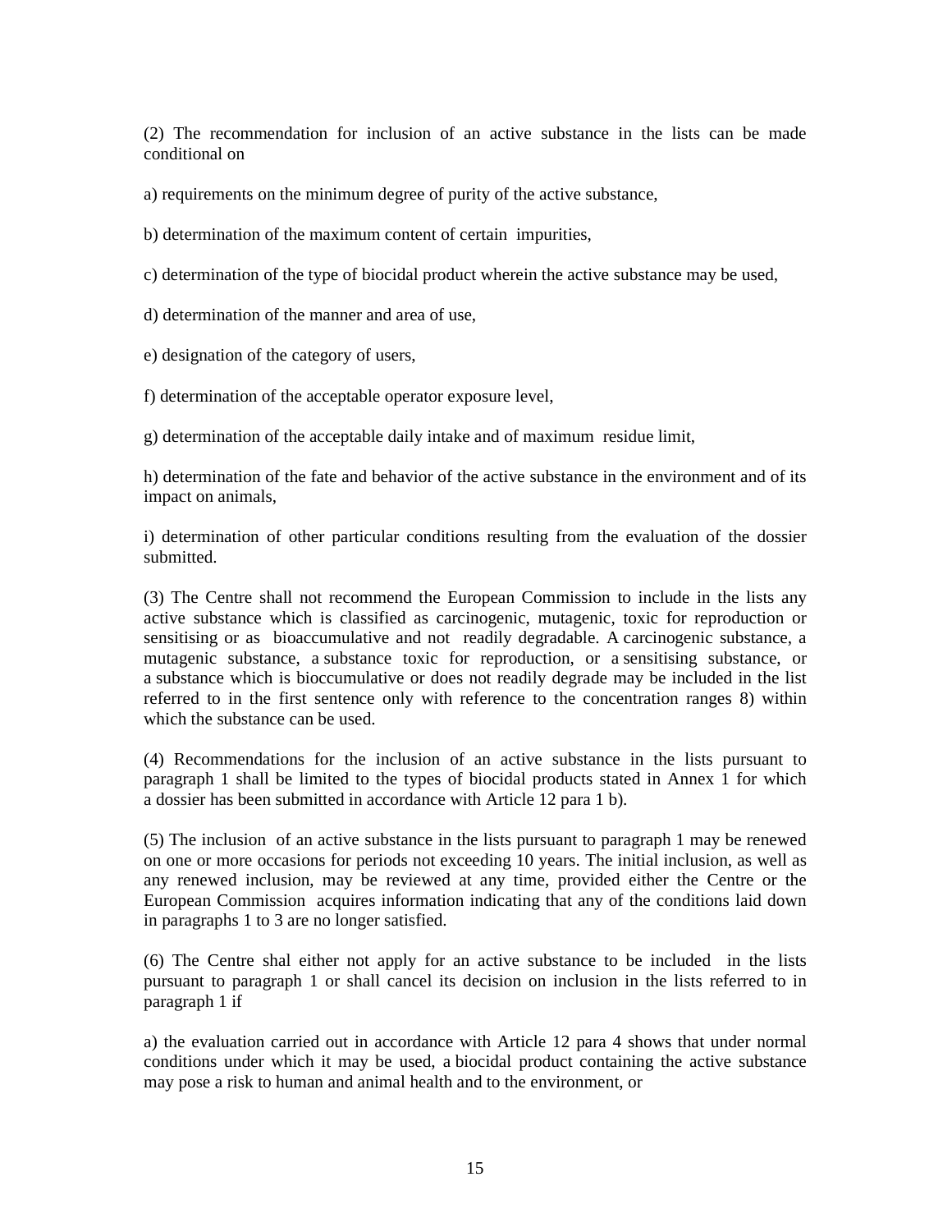(2) The recommendation for inclusion of an active substance in the lists can be made conditional on

a) requirements on the minimum degree of purity of the active substance,

b) determination of the maximum content of certain impurities,

c) determination of the type of biocidal product wherein the active substance may be used,

d) determination of the manner and area of use,

e) designation of the category of users,

f) determination of the acceptable operator exposure level,

g) determination of the acceptable daily intake and of maximum residue limit,

h) determination of the fate and behavior of the active substance in the environment and of its impact on animals,

i) determination of other particular conditions resulting from the evaluation of the dossier submitted.

(3) The Centre shall not recommend the European Commission to include in the lists any active substance which is classified as carcinogenic, mutagenic, toxic for reproduction or sensitising or as bioaccumulative and not readily degradable. A carcinogenic substance, a mutagenic substance, a substance toxic for reproduction, or a sensitising substance, or a substance which is bioccumulative or does not readily degrade may be included in the list referred to in the first sentence only with reference to the concentration ranges 8) within which the substance can be used.

(4) Recommendations for the inclusion of an active substance in the lists pursuant to paragraph 1 shall be limited to the types of biocidal products stated in Annex 1 for which a dossier has been submitted in accordance with Article 12 para 1 b).

(5) The inclusion of an active substance in the lists pursuant to paragraph 1 may be renewed on one or more occasions for periods not exceeding 10 years. The initial inclusion, as well as any renewed inclusion, may be reviewed at any time, provided either the Centre or the European Commission acquires information indicating that any of the conditions laid down in paragraphs 1 to 3 are no longer satisfied.

(6) The Centre shal either not apply for an active substance to be included in the lists pursuant to paragraph 1 or shall cancel its decision on inclusion in the lists referred to in paragraph 1 if

a) the evaluation carried out in accordance with Article 12 para 4 shows that under normal conditions under which it may be used, a biocidal product containing the active substance may pose a risk to human and animal health and to the environment, or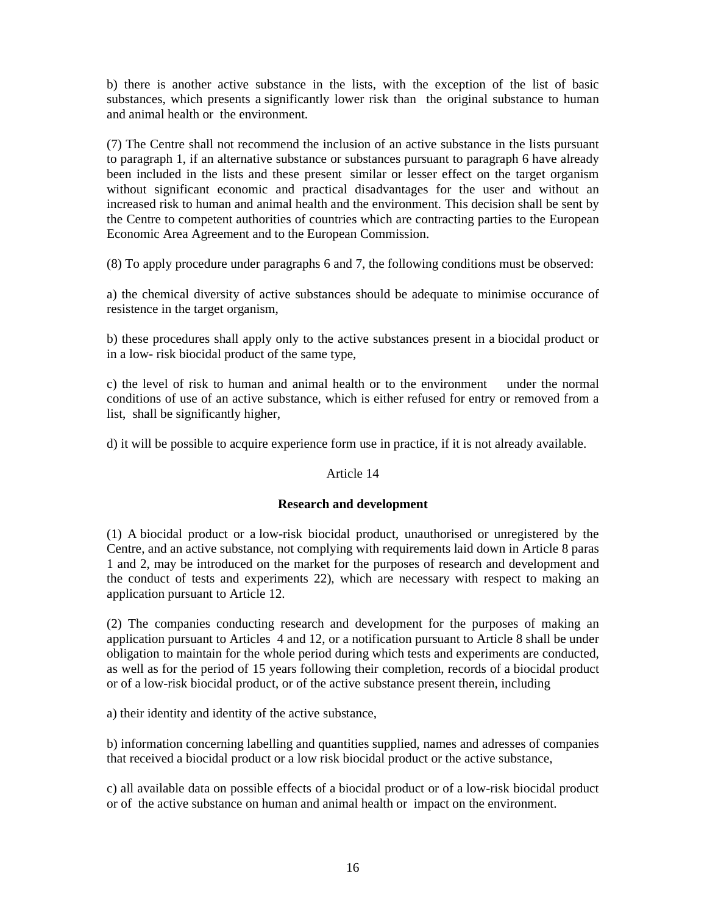b) there is another active substance in the lists, with the exception of the list of basic substances, which presents a significantly lower risk than the original substance to human and animal health or the environment.

(7) The Centre shall not recommend the inclusion of an active substance in the lists pursuant to paragraph 1, if an alternative substance or substances pursuant to paragraph 6 have already been included in the lists and these present similar or lesser effect on the target organism without significant economic and practical disadvantages for the user and without an increased risk to human and animal health and the environment. This decision shall be sent by the Centre to competent authorities of countries which are contracting parties to the European Economic Area Agreement and to the European Commission.

(8) To apply procedure under paragraphs 6 and 7, the following conditions must be observed:

a) the chemical diversity of active substances should be adequate to minimise occurance of resistence in the target organism,

b) these procedures shall apply only to the active substances present in a biocidal product or in a low- risk biocidal product of the same type,

c) the level of risk to human and animal health or to the environment under the normal conditions of use of an active substance, which is either refused for entry or removed from a list, shall be significantly higher,

d) it will be possible to acquire experience form use in practice, if it is not already available.

Article 14

**Research and development**

(1) A biocidal product or a low-risk biocidal product, unauthorised or unregistered by the Centre, and an active substance, not complying with requirements laid down in Article 8 paras 1 and 2, may be introduced on the market for the purposes of research and development and the conduct of tests and experiments 22), which are necessary with respect to making an application pursuant to Article 12.

(2) The companies conducting research and development for the purposes of making an application pursuant to Articles 4 and 12, or a notification pursuant to Article 8 shall be under obligation to maintain for the whole period during which tests and experiments are conducted, as well as for the period of 15 years following their completion, records of a biocidal product or of a low-risk biocidal product, or of the active substance present therein, including

a) their identity and identity of the active substance,

b) information concerning labelling and quantities supplied, names and adresses of companies that received a biocidal product or a low risk biocidal product or the active substance,

c) all available data on possible effects of a biocidal product or of a low-risk biocidal product or of the active substance on human and animal health or impact on the environment.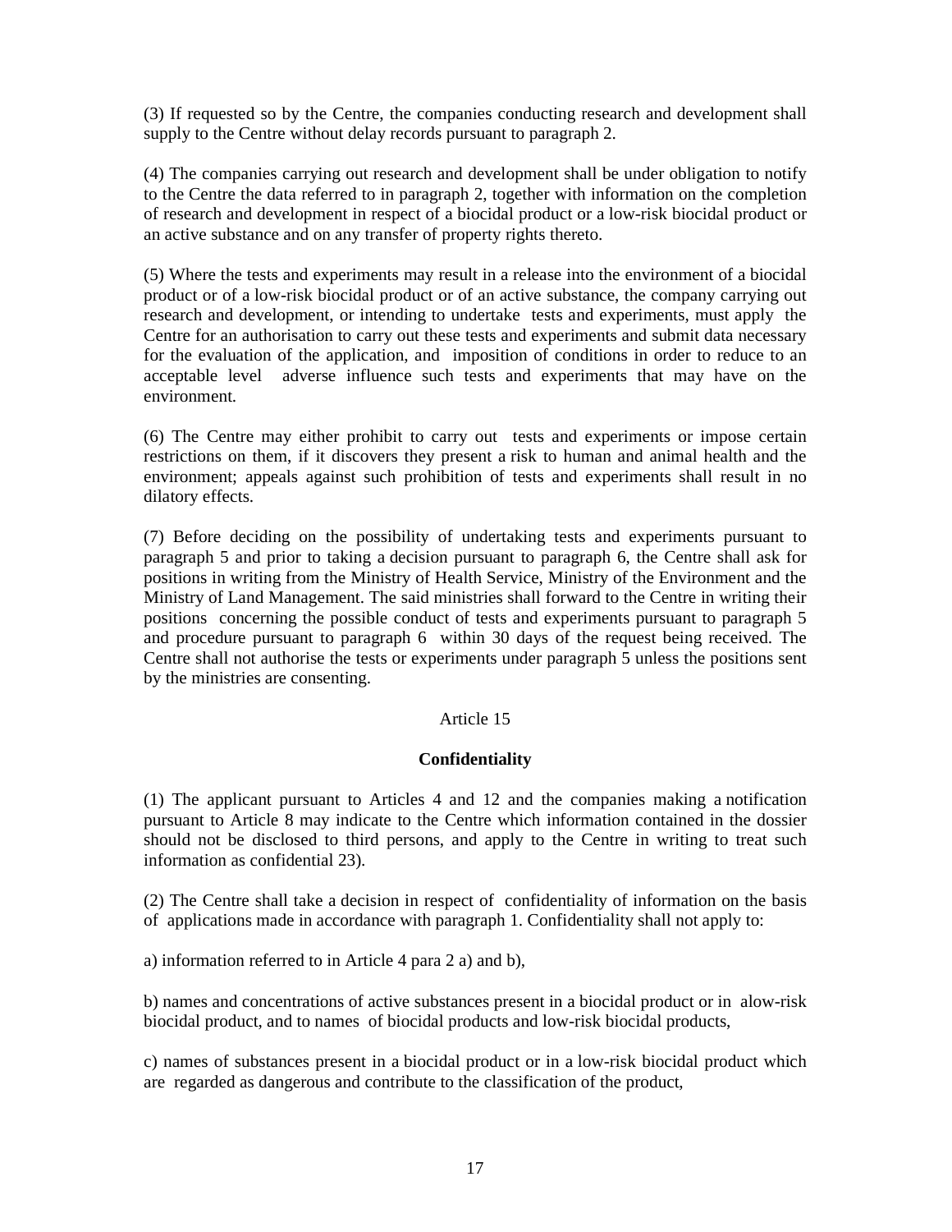(3) If requested so by the Centre, the companies conducting research and development shall supply to the Centre without delay records pursuant to paragraph 2.

(4) The companies carrying out research and development shall be under obligation to notify to the Centre the data referred to in paragraph 2, together with information on the completion of research and development in respect of a biocidal product or a low-risk biocidal product or an active substance and on any transfer of property rights thereto.

(5) Where the tests and experiments may result in a release into the environment of a biocidal product or of a low-risk biocidal product or of an active substance, the company carrying out research and development, or intending to undertake tests and experiments, must apply the Centre for an authorisation to carry out these tests and experiments and submit data necessary for the evaluation of the application, and imposition of conditions in order to reduce to an acceptable level adverse influence such tests and experiments that may have on the environment.

(6) The Centre may either prohibit to carry out tests and experiments or impose certain restrictions on them, if it discovers they present a risk to human and animal health and the environment; appeals against such prohibition of tests and experiments shall result in no dilatory effects.

(7) Before deciding on the possibility of undertaking tests and experiments pursuant to paragraph 5 and prior to taking a decision pursuant to paragraph 6, the Centre shall ask for positions in writing from the Ministry of Health Service, Ministry of the Environment and the Ministry of Land Management. The said ministries shall forward to the Centre in writing their positions concerning the possible conduct of tests and experiments pursuant to paragraph 5 and procedure pursuant to paragraph 6 within 30 days of the request being received. The Centre shall not authorise the tests or experiments under paragraph 5 unless the positions sent by the ministries are consenting.

Article 15

**Confidentiality**

(1) The applicant pursuant to Articles 4 and 12 and the companies making a notification pursuant to Article 8 may indicate to the Centre which information contained in the dossier should not be disclosed to third persons, and apply to the Centre in writing to treat such information as confidential 23).

(2) The Centre shall take a decision in respect of confidentiality of information on the basis of applications made in accordance with paragraph 1. Confidentiality shall not apply to:

a) information referred to in Article 4 para 2 a) and b),

b) names and concentrations of active substances present in a biocidal product or in alow-risk biocidal product, and to names of biocidal products and low-risk biocidal products,

c) names of substances present in a biocidal product or in a low-risk biocidal product which are regarded as dangerous and contribute to the classification of the product,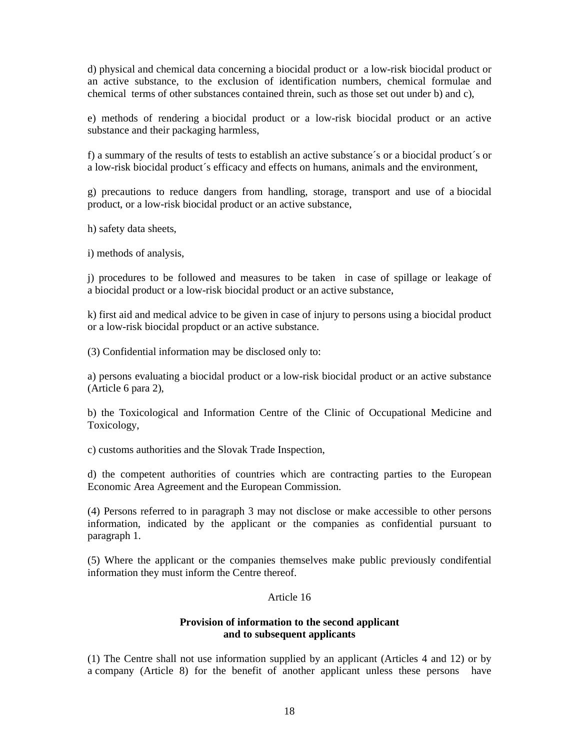d) physical and chemical data concerning a biocidal product or a low-risk biocidal product or an active substance, to the exclusion of identification numbers, chemical formulae and chemical terms of other substances contained threin, such as those set out under b) and c),

e) methods of rendering a biocidal product or a low-risk biocidal product or an active substance and their packaging harmless,

f) a summary of the results of tests to establish an active substance´s or a biocidal product´s or a low-risk biocidal product´s efficacy and effects on humans, animals and the environment,

g) precautions to reduce dangers from handling, storage, transport and use of a biocidal product, or a low-risk biocidal product or an active substance,

h) safety data sheets,

i) methods of analysis,

j) procedures to be followed and measures to be taken in case of spillage or leakage of a biocidal product or a low-risk biocidal product or an active substance,

k) first aid and medical advice to be given in case of injury to persons using a biocidal product or a low-risk biocidal propduct or an active substance.

(3) Confidential information may be disclosed only to:

a) persons evaluating a biocidal product or a low-risk biocidal product or an active substance (Article 6 para 2),

b) the Toxicological and Information Centre of the Clinic of Occupational Medicine and Toxicology,

c) customs authorities and the Slovak Trade Inspection,

d) the competent authorities of countries which are contracting parties to the European Economic Area Agreement and the European Commission.

(4) Persons referred to in paragraph 3 may not disclose or make accessible to other persons information, indicated by the applicant or the companies as confidential pursuant to paragraph 1.

(5) Where the applicant or the companies themselves make public previously condifential information they must inform the Centre thereof.

Article 16

**Provision of information to the second applicant and to subsequent applicants**

(1) The Centre shall not use information supplied by an applicant (Articles 4 and 12) or by a company (Article 8) for the benefit of another applicant unless these persons have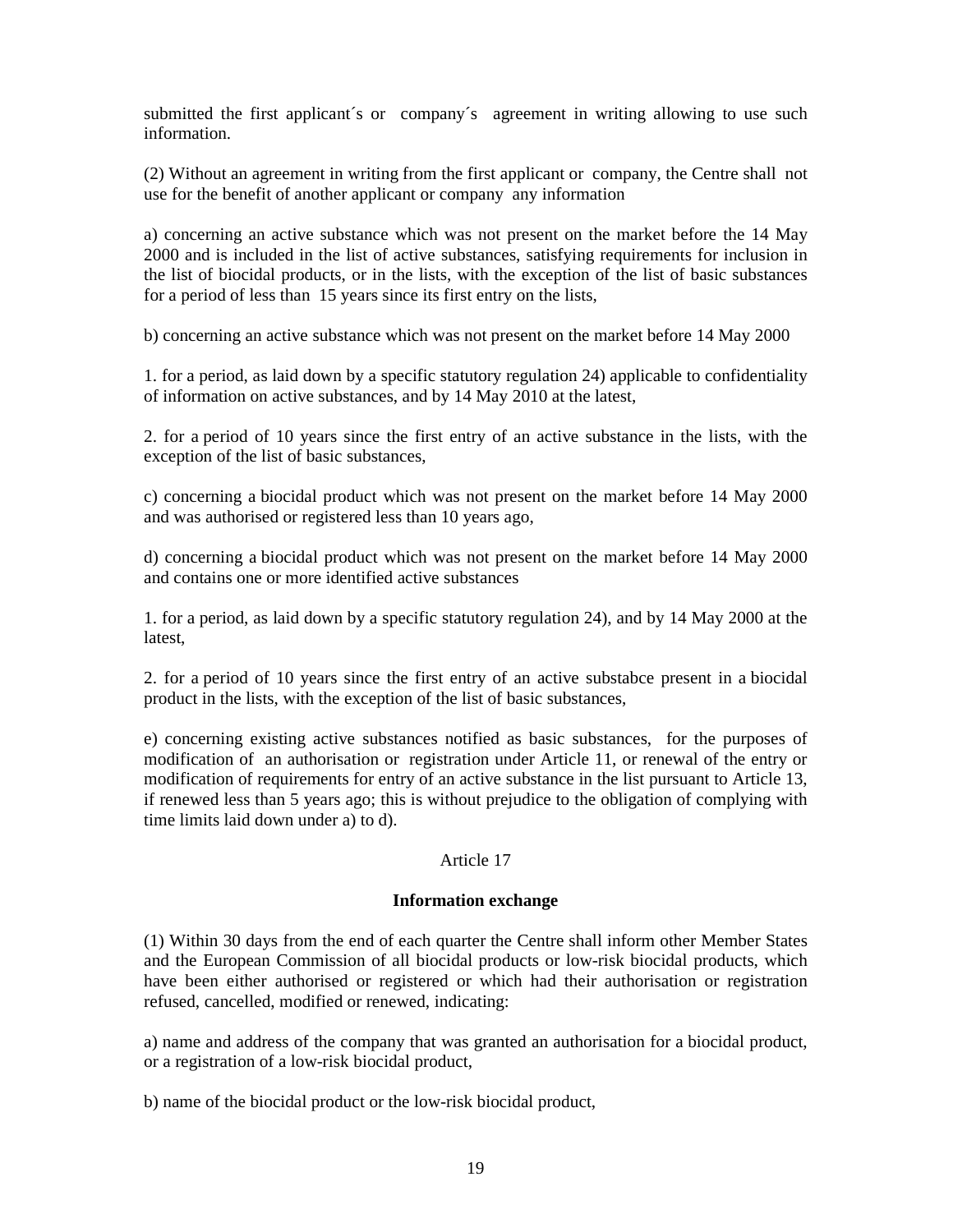submitted the first applicant´s or company´s agreement in writing allowing to use such information.

(2) Without an agreement in writing from the first applicant or company, the Centre shall not use for the benefit of another applicant or company any information

a) concerning an active substance which was not present on the market before the 14 May 2000 and is included in the list of active substances, satisfying requirements for inclusion in the list of biocidal products, or in the lists, with the exception of the list of basic substances for a period of less than 15 years since its first entry on the lists,

b) concerning an active substance which was not present on the market before 14 May 2000

1. for a period, as laid down by a specific statutory regulation 24) applicable to confidentiality of information on active substances, and by 14 May 2010 at the latest,

2. for a period of 10 years since the first entry of an active substance in the lists, with the exception of the list of basic substances,

c) concerning a biocidal product which was not present on the market before 14 May 2000 and was authorised or registered less than 10 years ago,

d) concerning a biocidal product which was not present on the market before 14 May 2000 and contains one or more identified active substances

1. for a period, as laid down by a specific statutory regulation 24), and by 14 May 2000 at the latest,

2. for a period of 10 years since the first entry of an active substabce present in a biocidal product in the lists, with the exception of the list of basic substances,

e) concerning existing active substances notified as basic substances, for the purposes of modification of an authorisation or registration under Article 11, or renewal of the entry or modification of requirements for entry of an active substance in the list pursuant to Article 13, if renewed less than 5 years ago; this is without prejudice to the obligation of complying with time limits laid down under a) to d).

Article 17

**Information exchange**

(1) Within 30 days from the end of each quarter the Centre shall inform other Member States and the European Commission of all biocidal products or low-risk biocidal products, which have been either authorised or registered or which had their authorisation or registration refused, cancelled, modified or renewed, indicating:

a) name and address of the company that was granted an authorisation for a biocidal product, or a registration of a low-risk biocidal product,

b) name of the biocidal product or the low-risk biocidal product,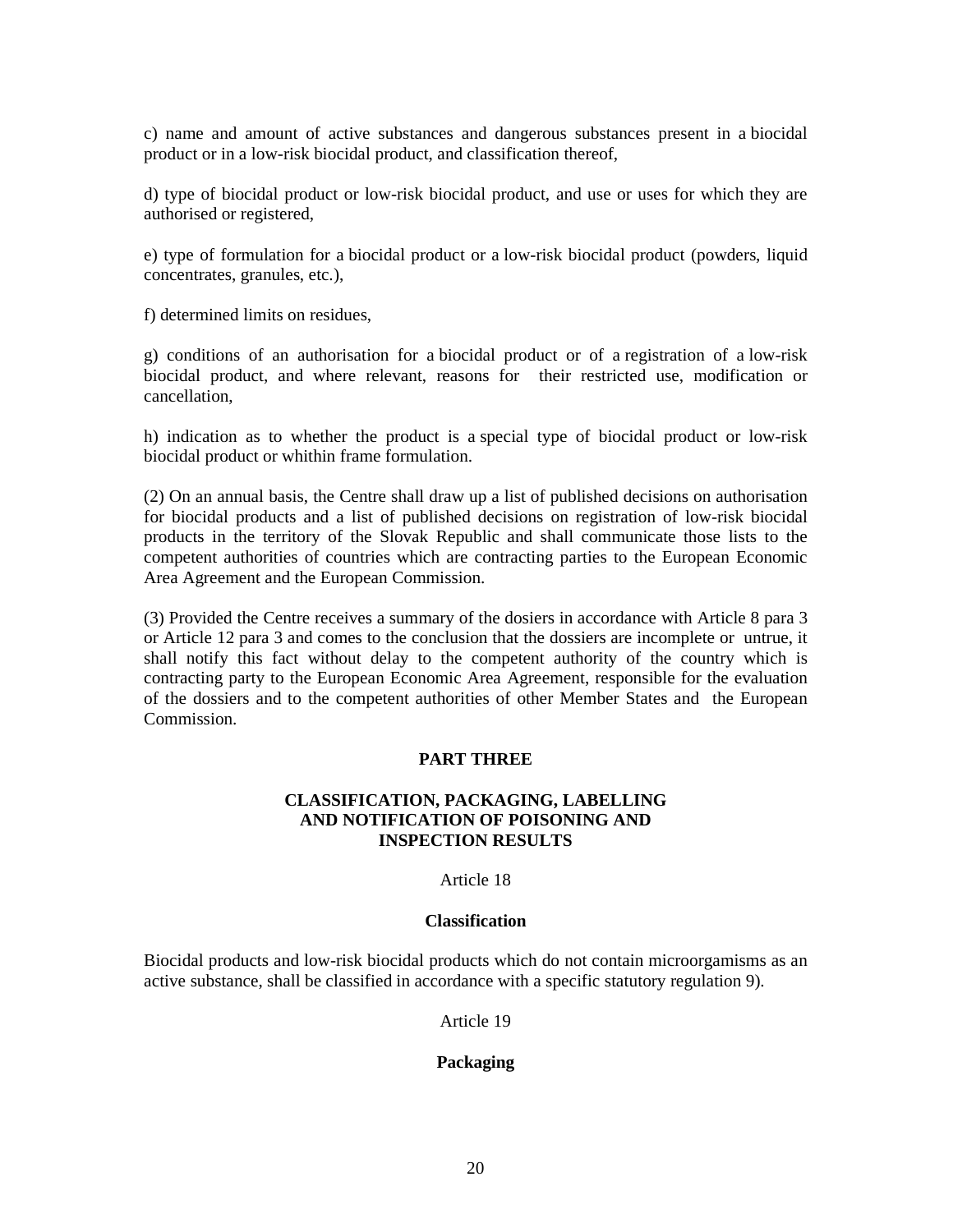c) name and amount of active substances and dangerous substances present in a biocidal product or in a low-risk biocidal product, and classification thereof,

d) type of biocidal product or low-risk biocidal product, and use or uses for which they are authorised or registered,

e) type of formulation for a biocidal product or a low-risk biocidal product (powders, liquid concentrates, granules, etc.),

f) determined limits on residues,

g) conditions of an authorisation for a biocidal product or of a registration of a low-risk biocidal product, and where relevant, reasons for their restricted use, modification or cancellation,

h) indication as to whether the product is a special type of biocidal product or low-risk biocidal product or whithin frame formulation.

(2) On an annual basis, the Centre shall draw up a list of published decisions on authorisation for biocidal products and a list of published decisions on registration of low-risk biocidal products in the territory of the Slovak Republic and shall communicate those lists to the competent authorities of countries which are contracting parties to the European Economic Area Agreement and the European Commission.

(3) Provided the Centre receives a summary of the dosiers in accordance with Article 8 para 3 or Article 12 para 3 and comes to the conclusion that the dossiers are incomplete or untrue, it shall notify this fact without delay to the competent authority of the country which is contracting party to the European Economic Area Agreement, responsible for the evaluation of the dossiers and to the competent authorities of other Member States and the European Commission.

## PART THREE

## CLASSIFICATION, PACKAGING, LABELLING AND NOTIFICATION OF POISONING AND INSPECTION RESULTS

Article 18

### Classification

Biocidal products and low-risk biocidal products which do not contain microorgamisms as an active substance, shall be classified in accordance with a specific statutory regulation 9).

Article 19

### Packaging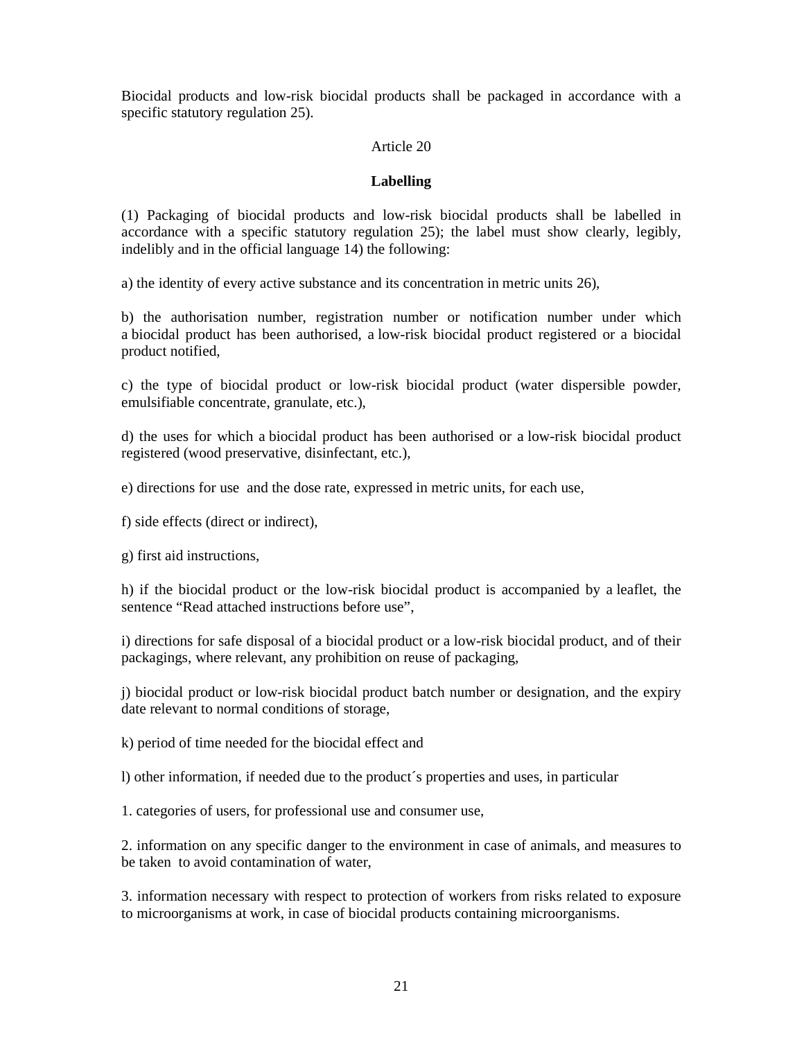Biocidal products and low-risk biocidal products shall be packaged in accordance with a specific statutory regulation 25).

Article 20

**Labelling**

(1) Packaging of biocidal products and low-risk biocidal products shall be labelled in accordance with a specific statutory regulation 25); the label must show clearly, legibly, indelibly and in the official language 14) the following:

a) the identity of every active substance and its concentration in metric units 26),

b) the authorisation number, registration number or notification number under which a biocidal product has been authorised, a low-risk biocidal product registered or a biocidal product notified,

c) the type of biocidal product or low-risk biocidal product (water dispersible powder, emulsifiable concentrate, granulate, etc.),

d) the uses for which a biocidal product has been authorised or a low-risk biocidal product registered (wood preservative, disinfectant, etc.),

e) directions for use and the dose rate, expressed in metric units, for each use,

f) side effects (direct or indirect),

g) first aid instructions,

h) if the biocidal product or the low-risk biocidal product is accompanied by a leaflet, the sentence "Read attached instructions before use",

i) directions for safe disposal of a biocidal product or a low-risk biocidal product, and of their packagings, where relevant, any prohibition on reuse of packaging,

j) biocidal product or low-risk biocidal product batch number or designation, and the expiry date relevant to normal conditions of storage,

k) period of time needed for the biocidal effect and

l) other information, if needed due to the product´s properties and uses, in particular

1. categories of users, for professional use and consumer use,

2. information on any specific danger to the environment in case of animals, and measures to be taken to avoid contamination of water,

3. information necessary with respect to protection of workers from risks related to exposure to microorganisms at work, in case of biocidal products containing microorganisms.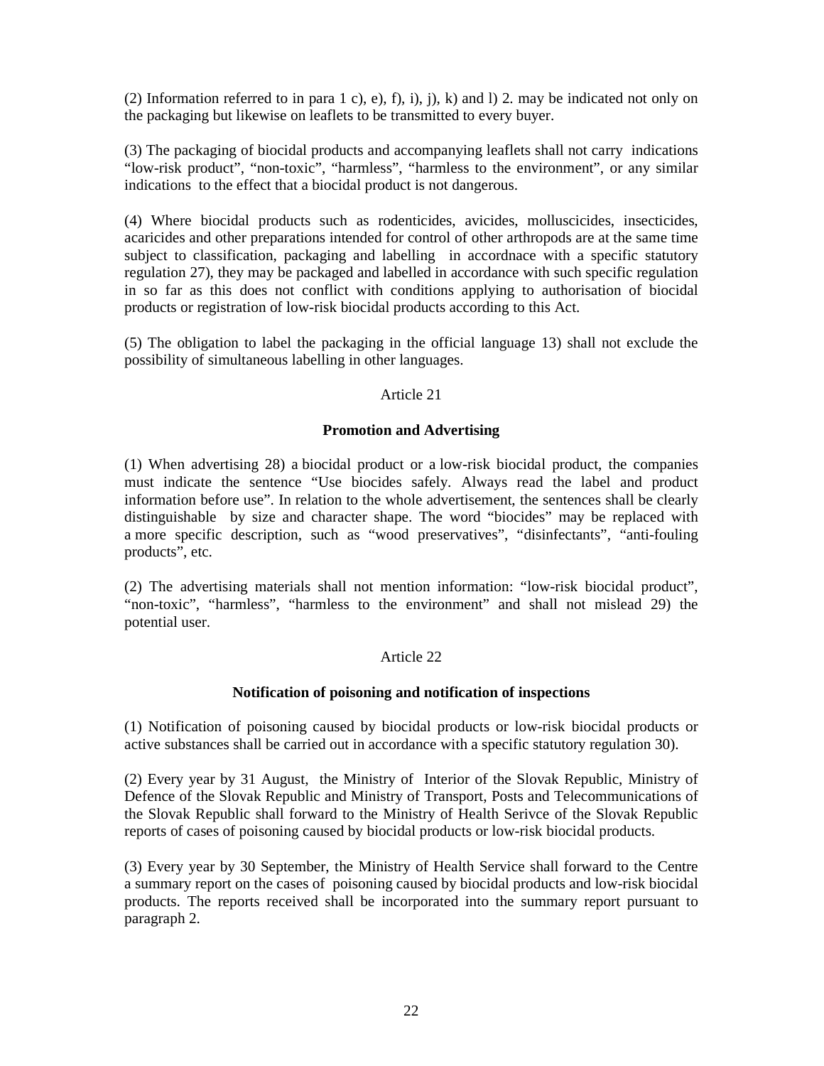(2) Information referred to in para 1 c), e), f), i), j), k) and l) 2. may be indicated not only on the packaging but likewise on leaflets to be transmitted to every buyer.

(3) The packaging of biocidal products and accompanying leaflets shall not carry indications "low-risk product", "non-toxic", "harmless", "harmless to the environment", or any similar indications to the effect that a biocidal product is not dangerous.

(4) Where biocidal products such as rodenticides, avicides, molluscicides, insecticides, acaricides and other preparations intended for control of other arthropods are at the same time subject to classification, packaging and labelling in accordnace with a specific statutory regulation 27), they may be packaged and labelled in accordance with such specific regulation in so far as this does not conflict with conditions applying to authorisation of biocidal products or registration of low-risk biocidal products according to this Act.

(5) The obligation to label the packaging in the official language 13) shall not exclude the possibility of simultaneous labelling in other languages.

Article 21

**Promotion and Advertising**

(1) When advertising 28) a biocidal product or a low-risk biocidal product, the companies must indicate the sentence "Use biocides safely. Always read the label and product information before use". In relation to the whole advertisement, the sentences shall be clearly distinguishable by size and character shape. The word "biocides" may be replaced with a more specific description, such as "wood preservatives", "disinfectants", "anti-fouling products", etc.

(2) The advertising materials shall not mention information: "low-risk biocidal product", "non-toxic", "harmless", "harmless to the environment" and shall not mislead 29) the potential user.

Article 22

**Notification of poisoning and notification of inspections**

(1) Notification of poisoning caused by biocidal products or low-risk biocidal products or active substances shall be carried out in accordance with a specific statutory regulation 30).

(2) Every year by 31 August, the Ministry of Interior of the Slovak Republic, Ministry of Defence of the Slovak Republic and Ministry of Transport, Posts and Telecommunications of the Slovak Republic shall forward to the Ministry of Health Serivce of the Slovak Republic reports of cases of poisoning caused by biocidal products or low-risk biocidal products.

(3) Every year by 30 September, the Ministry of Health Service shall forward to the Centre a summary report on the cases of poisoning caused by biocidal products and low-risk biocidal products. The reports received shall be incorporated into the summary report pursuant to paragraph 2.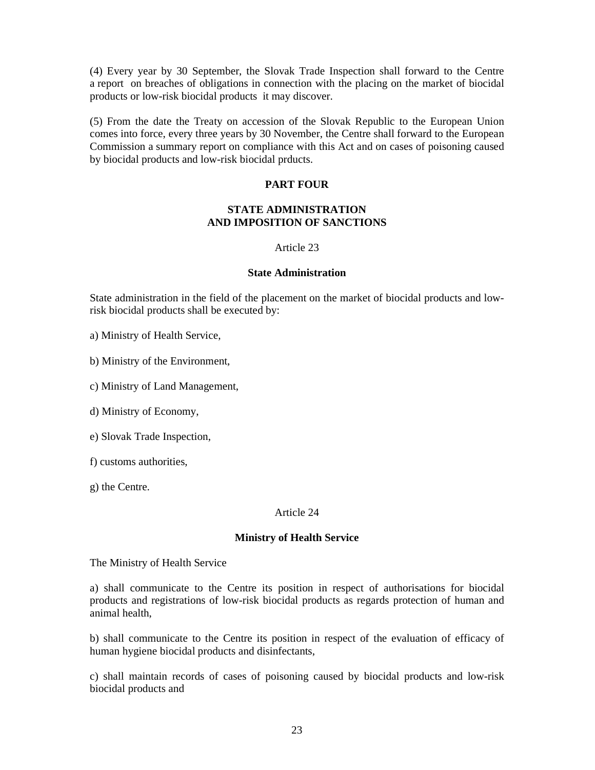(4) Every year by 30 September, the Slovak Trade Inspection shall forward to the Centre a report on breaches of obligations in connection with the placing on the market of biocidal products or low-risk biocidal products it may discover.

(5) From the date the Treaty on accession of the Slovak Republic to the European Union comes into force, every three years by 30 November, the Centre shall forward to the European Commission a summary report on compliance with this Act and on cases of poisoning caused by biocidal products and low-risk biocidal prducts.

## PART FOUR

## STATE ADMINISTRATION AND IMPOSITION OF SANCTIONS

Article 23

### State Administration

State administration in the field of the placement on the market of biocidal products and low-risk biocidal products shall be executed by:

a) Ministry of Health Service,

b) Ministry of the Environment,

c) Ministry of Land Management,

d) Ministry of Economy,

e) Slovak Trade Inspection,

f) customs authorities,

g) the Centre.

Article 24

### Ministry of Health Service

The Ministry of Health Service

a) shall communicate to the Centre its position in respect of authorisations for biocidal products and registrations of low-risk biocidal products as regards protection of human and animal health,

b) shall communicate to the Centre its position in respect of the evaluation of efficacy of human hygiene biocidal products and disinfectants,

c) shall maintain records of cases of poisoning caused by biocidal products and low-risk biocidal products and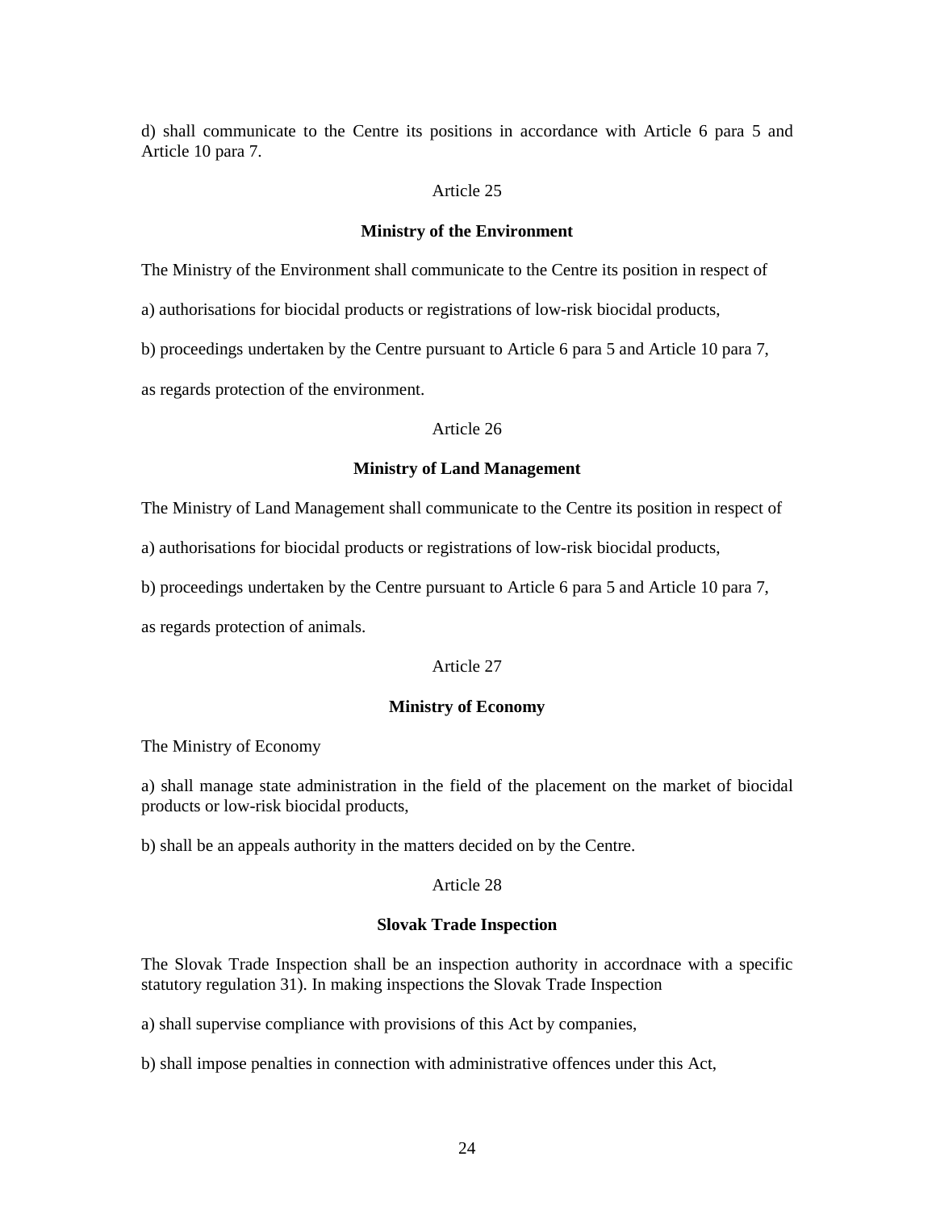d) shall communicate to the Centre its positions in accordance with Article 6 para 5 and Article 10 para 7.

Article 25

**Ministry of the Environment**

The Ministry of the Environment shall communicate to the Centre its position in respect of

a) authorisations for biocidal products or registrations of low-risk biocidal products,

b) proceedings undertaken by the Centre pursuant to Article 6 para 5 and Article 10 para 7,

as regards protection of the environment.

Article 26

**Ministry of Land Management**

The Ministry of Land Management shall communicate to the Centre its position in respect of

a) authorisations for biocidal products or registrations of low-risk biocidal products,

b) proceedings undertaken by the Centre pursuant to Article 6 para 5 and Article 10 para 7,

as regards protection of animals.

Article 27

**Ministry of Economy**

The Ministry of Economy

a) shall manage state administration in the field of the placement on the market of biocidal products or low-risk biocidal products,

b) shall be an appeals authority in the matters decided on by the Centre.

Article 28

**Slovak Trade Inspection**

The Slovak Trade Inspection shall be an inspection authority in accordnace with a specific statutory regulation 31). In making inspections the Slovak Trade Inspection

a) shall supervise compliance with provisions of this Act by companies,

b) shall impose penalties in connection with administrative offences under this Act,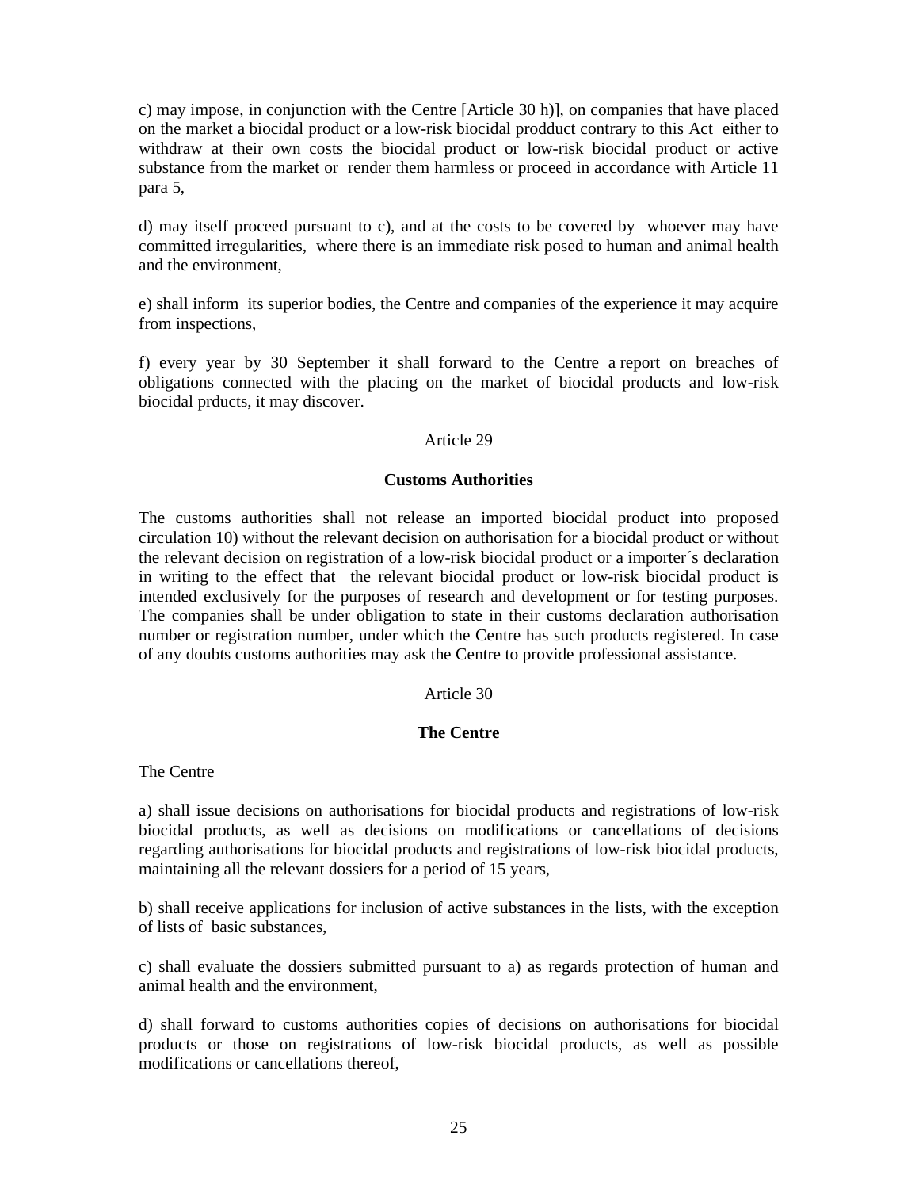c) may impose, in conjunction with the Centre [Article 30 h)], on companies that have placed on the market a biocidal product or a low-risk biocidal prodduct contrary to this Act either to withdraw at their own costs the biocidal product or low-risk biocidal product or active substance from the market or render them harmless or proceed in accordance with Article 11 para 5,

d) may itself proceed pursuant to c), and at the costs to be covered by whoever may have committed irregularities, where there is an immediate risk posed to human and animal health and the environment,

e) shall inform its superior bodies, the Centre and companies of the experience it may acquire from inspections,

f) every year by 30 September it shall forward to the Centre a report on breaches of obligations connected with the placing on the market of biocidal products and low-risk biocidal prducts, it may discover.

Article 29

**Customs Authorities**

The customs authorities shall not release an imported biocidal product into proposed circulation 10) without the relevant decision on authorisation for a biocidal product or without the relevant decision on registration of a low-risk biocidal product or a importer´s declaration in writing to the effect that the relevant biocidal product or low-risk biocidal product is intended exclusively for the purposes of research and development or for testing purposes. The companies shall be under obligation to state in their customs declaration authorisation number or registration number, under which the Centre has such products registered. In case of any doubts customs authorities may ask the Centre to provide professional assistance.

Article 30

**The Centre**

The Centre

a) shall issue decisions on authorisations for biocidal products and registrations of low-risk biocidal products, as well as decisions on modifications or cancellations of decisions regarding authorisations for biocidal products and registrations of low-risk biocidal products, maintaining all the relevant dossiers for a period of 15 years,

b) shall receive applications for inclusion of active substances in the lists, with the exception of lists of basic substances,

c) shall evaluate the dossiers submitted pursuant to a) as regards protection of human and animal health and the environment,

d) shall forward to customs authorities copies of decisions on authorisations for biocidal products or those on registrations of low-risk biocidal products, as well as possible modifications or cancellations thereof,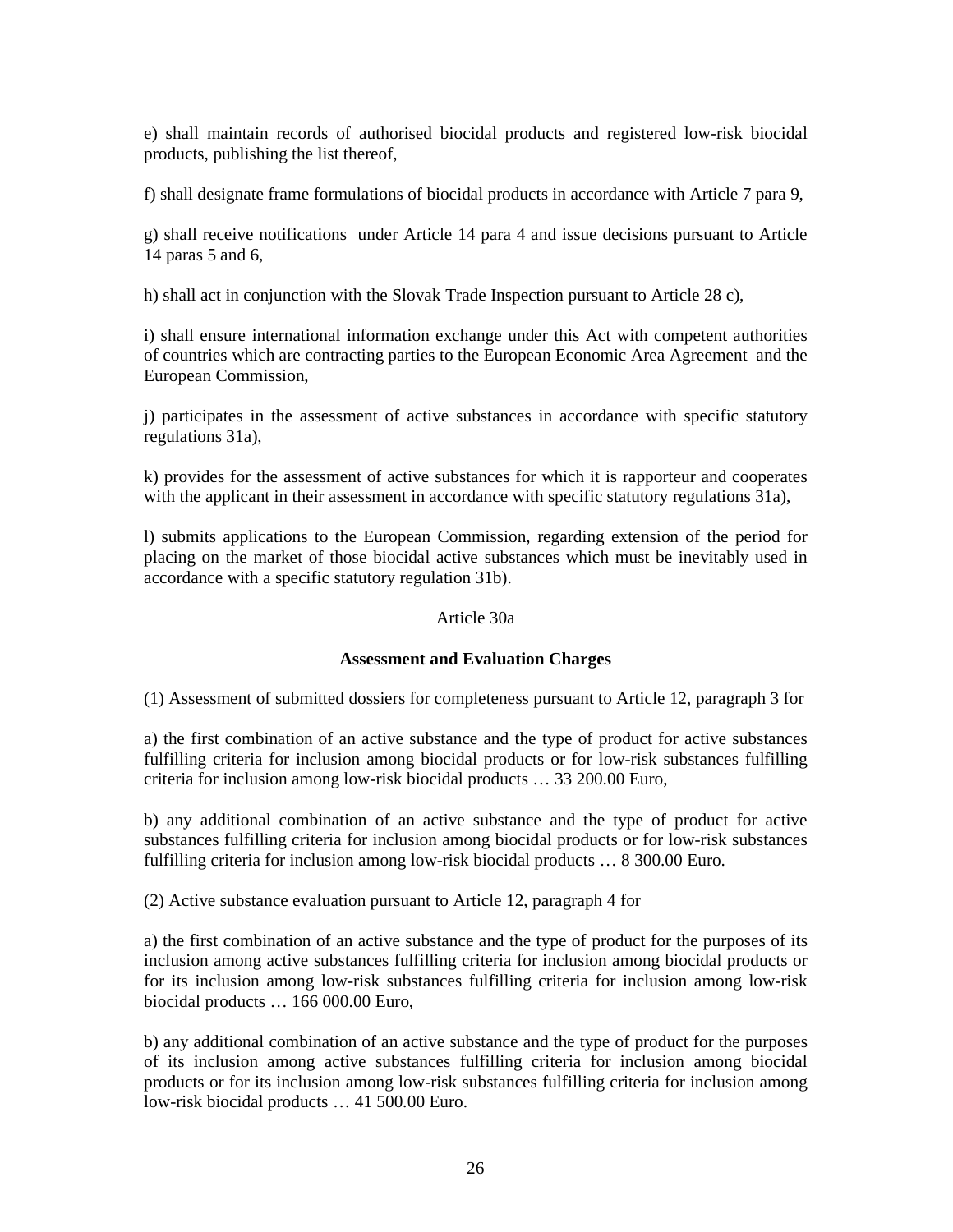e) shall maintain records of authorised biocidal products and registered low-risk biocidal products, publishing the list thereof,

f) shall designate frame formulations of biocidal products in accordance with Article 7 para 9,

g) shall receive notifications under Article 14 para 4 and issue decisions pursuant to Article 14 paras 5 and 6,

h) shall act in conjunction with the Slovak Trade Inspection pursuant to Article 28 c),

i) shall ensure international information exchange under this Act with competent authorities of countries which are contracting parties to the European Economic Area Agreement and the European Commission,

j) participates in the assessment of active substances in accordance with specific statutory regulations 31a),

k) provides for the assessment of active substances for which it is rapporteur and cooperates with the applicant in their assessment in accordance with specific statutory regulations 31a),

l) submits applications to the European Commission, regarding extension of the period for placing on the market of those biocidal active substances which must be inevitably used in accordance with a specific statutory regulation 31b).

Article 30a

**Assessment and Evaluation Charges**

(1) Assessment of submitted dossiers for completeness pursuant to Article 12, paragraph 3 for

a) the first combination of an active substance and the type of product for active substances fulfilling criteria for inclusion among biocidal products or for low-risk substances fulfilling criteria for inclusion among low-risk biocidal products … 33 200.00 Euro,

b) any additional combination of an active substance and the type of product for active substances fulfilling criteria for inclusion among biocidal products or for low-risk substances fulfilling criteria for inclusion among low-risk biocidal products … 8 300.00 Euro.

(2) Active substance evaluation pursuant to Article 12, paragraph 4 for

a) the first combination of an active substance and the type of product for the purposes of its inclusion among active substances fulfilling criteria for inclusion among biocidal products or for its inclusion among low-risk substances fulfilling criteria for inclusion among low-risk biocidal products … 166 000.00 Euro,

b) any additional combination of an active substance and the type of product for the purposes of its inclusion among active substances fulfilling criteria for inclusion among biocidal products or for its inclusion among low-risk substances fulfilling criteria for inclusion among low-risk biocidal products … 41 500.00 Euro.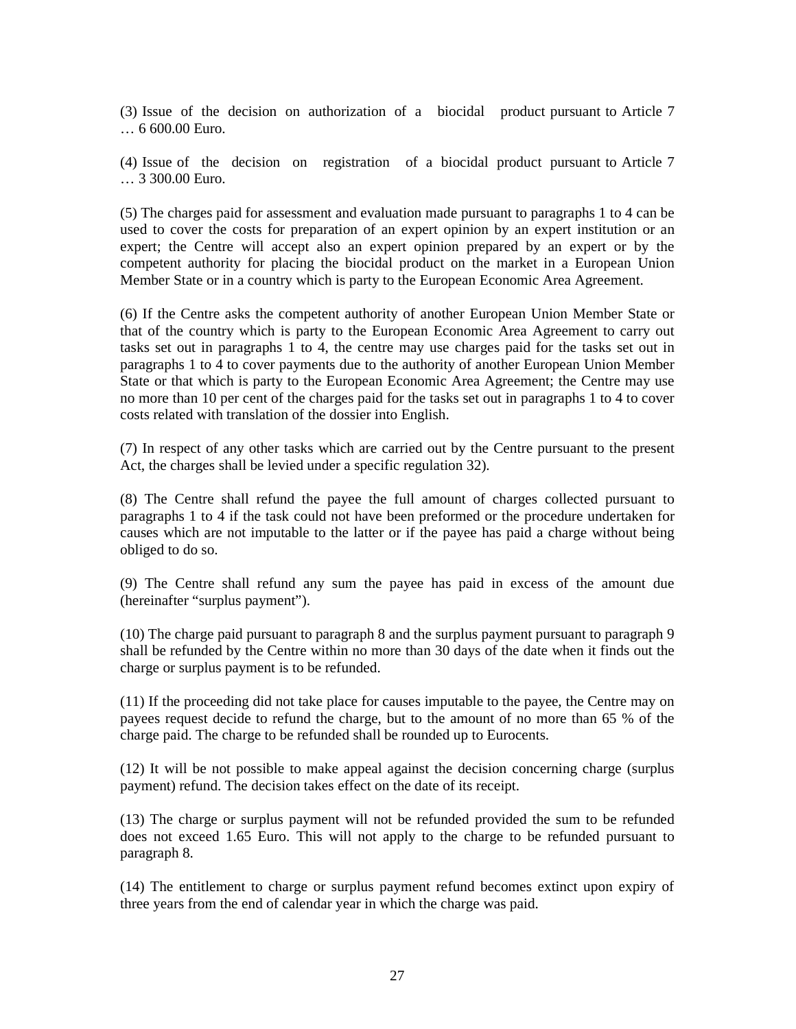(3) Issue of the decision on authorization of a biocidal product pursuant to Article 7 … 6 600.00 Euro.

(4) Issue of the decision on registration of a biocidal product pursuant to Article 7 … 3 300.00 Euro.

(5) The charges paid for assessment and evaluation made pursuant to paragraphs 1 to 4 can be used to cover the costs for preparation of an expert opinion by an expert institution or an expert; the Centre will accept also an expert opinion prepared by an expert or by the competent authority for placing the biocidal product on the market in a European Union Member State or in a country which is party to the European Economic Area Agreement.

(6) If the Centre asks the competent authority of another European Union Member State or that of the country which is party to the European Economic Area Agreement to carry out tasks set out in paragraphs 1 to 4, the centre may use charges paid for the tasks set out in paragraphs 1 to 4 to cover payments due to the authority of another European Union Member State or that which is party to the European Economic Area Agreement; the Centre may use no more than 10 per cent of the charges paid for the tasks set out in paragraphs 1 to 4 to cover costs related with translation of the dossier into English.

(7) In respect of any other tasks which are carried out by the Centre pursuant to the present Act, the charges shall be levied under a specific regulation 32).

(8) The Centre shall refund the payee the full amount of charges collected pursuant to paragraphs 1 to 4 if the task could not have been preformed or the procedure undertaken for causes which are not imputable to the latter or if the payee has paid a charge without being obliged to do so.

(9) The Centre shall refund any sum the payee has paid in excess of the amount due (hereinafter "surplus payment").

(10) The charge paid pursuant to paragraph 8 and the surplus payment pursuant to paragraph 9 shall be refunded by the Centre within no more than 30 days of the date when it finds out the charge or surplus payment is to be refunded.

(11) If the proceeding did not take place for causes imputable to the payee, the Centre may on payees request decide to refund the charge, but to the amount of no more than 65 % of the charge paid. The charge to be refunded shall be rounded up to Eurocents.

(12) It will be not possible to make appeal against the decision concerning charge (surplus payment) refund. The decision takes effect on the date of its receipt.

(13) The charge or surplus payment will not be refunded provided the sum to be refunded does not exceed 1.65 Euro. This will not apply to the charge to be refunded pursuant to paragraph 8.

(14) The entitlement to charge or surplus payment refund becomes extinct upon expiry of three years from the end of calendar year in which the charge was paid.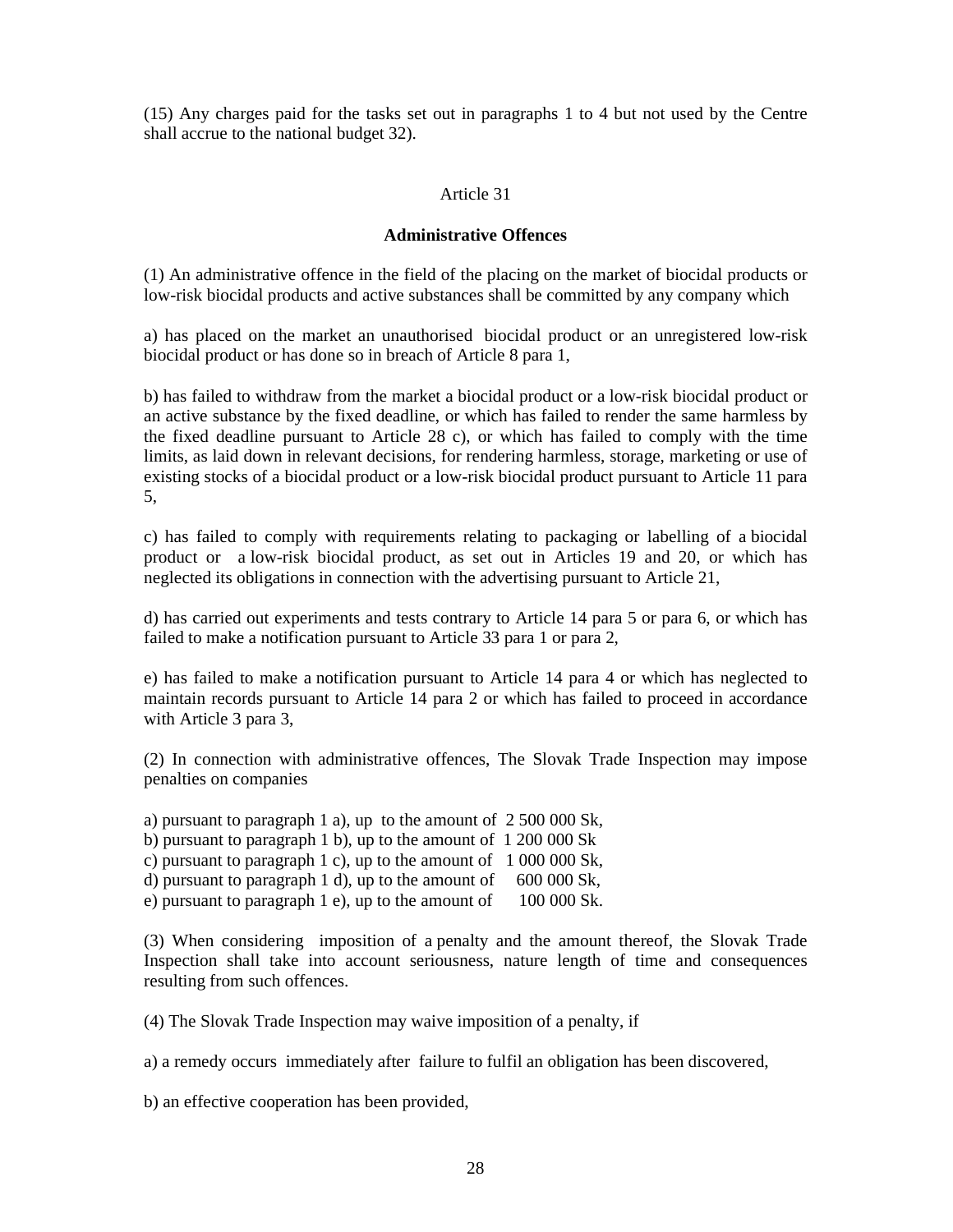(15) Any charges paid for the tasks set out in paragraphs 1 to 4 but not used by the Centre shall accrue to the national budget 32).

Article 31

**Administrative Offences**

(1) An administrative offence in the field of the placing on the market of biocidal products or low-risk biocidal products and active substances shall be committed by any company which

a) has placed on the market an unauthorised biocidal product or an unregistered low-risk biocidal product or has done so in breach of Article 8 para 1,

b) has failed to withdraw from the market a biocidal product or a low-risk biocidal product or an active substance by the fixed deadline, or which has failed to render the same harmless by the fixed deadline pursuant to Article 28 c), or which has failed to comply with the time limits, as laid down in relevant decisions, for rendering harmless, storage, marketing or use of existing stocks of a biocidal product or a low-risk biocidal product pursuant to Article 11 para 5,

c) has failed to comply with requirements relating to packaging or labelling of a biocidal product or a low-risk biocidal product, as set out in Articles 19 and 20, or which has neglected its obligations in connection with the advertising pursuant to Article 21,

d) has carried out experiments and tests contrary to Article 14 para 5 or para 6, or which has failed to make a notification pursuant to Article 33 para 1 or para 2,

e) has failed to make a notification pursuant to Article 14 para 4 or which has neglected to maintain records pursuant to Article 14 para 2 or which has failed to proceed in accordance with Article 3 para 3,

(2) In connection with administrative offences, The Slovak Trade Inspection may impose penalties on companies

a) pursuant to paragraph 1 a), up to the amount of 2 500 000 Sk,
b) pursuant to paragraph 1 b), up to the amount of 1 200 000 Sk
c) pursuant to paragraph 1 c), up to the amount of 1 000 000 Sk,
d) pursuant to paragraph 1 d), up to the amount of 600 000 Sk,
e) pursuant to paragraph 1 e), up to the amount of 100 000 Sk.

(3) When considering imposition of a penalty and the amount thereof, the Slovak Trade Inspection shall take into account seriousness, nature length of time and consequences resulting from such offences.

(4) The Slovak Trade Inspection may waive imposition of a penalty, if

a) a remedy occurs immediately after failure to fulfil an obligation has been discovered,

b) an effective cooperation has been provided,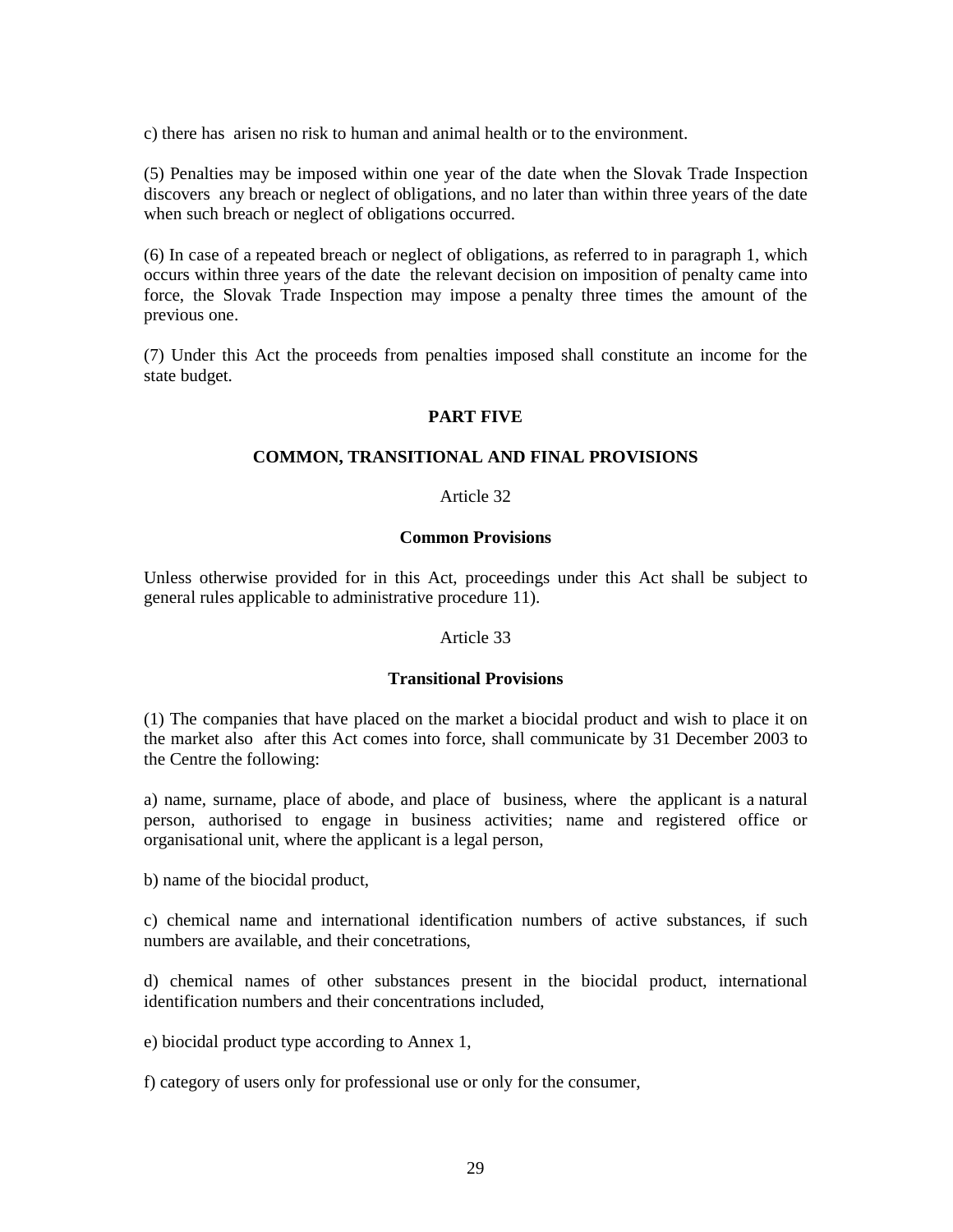c) there has arisen no risk to human and animal health or to the environment.

(5) Penalties may be imposed within one year of the date when the Slovak Trade Inspection discovers any breach or neglect of obligations, and no later than within three years of the date when such breach or neglect of obligations occurred.

(6) In case of a repeated breach or neglect of obligations, as referred to in paragraph 1, which occurs within three years of the date the relevant decision on imposition of penalty came into force, the Slovak Trade Inspection may impose a penalty three times the amount of the previous one.

(7) Under this Act the proceeds from penalties imposed shall constitute an income for the state budget.

## PART FIVE

## COMMON, TRANSITIONAL AND FINAL PROVISIONS

Article 32

### Common Provisions

Unless otherwise provided for in this Act, proceedings under this Act shall be subject to general rules applicable to administrative procedure 11).

Article 33

### Transitional Provisions

(1) The companies that have placed on the market a biocidal product and wish to place it on the market also after this Act comes into force, shall communicate by 31 December 2003 to the Centre the following:

a) name, surname, place of abode, and place of business, where the applicant is a natural person, authorised to engage in business activities; name and registered office or organisational unit, where the applicant is a legal person,

b) name of the biocidal product,

c) chemical name and international identification numbers of active substances, if such numbers are available, and their concetrations,

d) chemical names of other substances present in the biocidal product, international identification numbers and their concentrations included,

e) biocidal product type according to Annex 1,

f) category of users only for professional use or only for the consumer,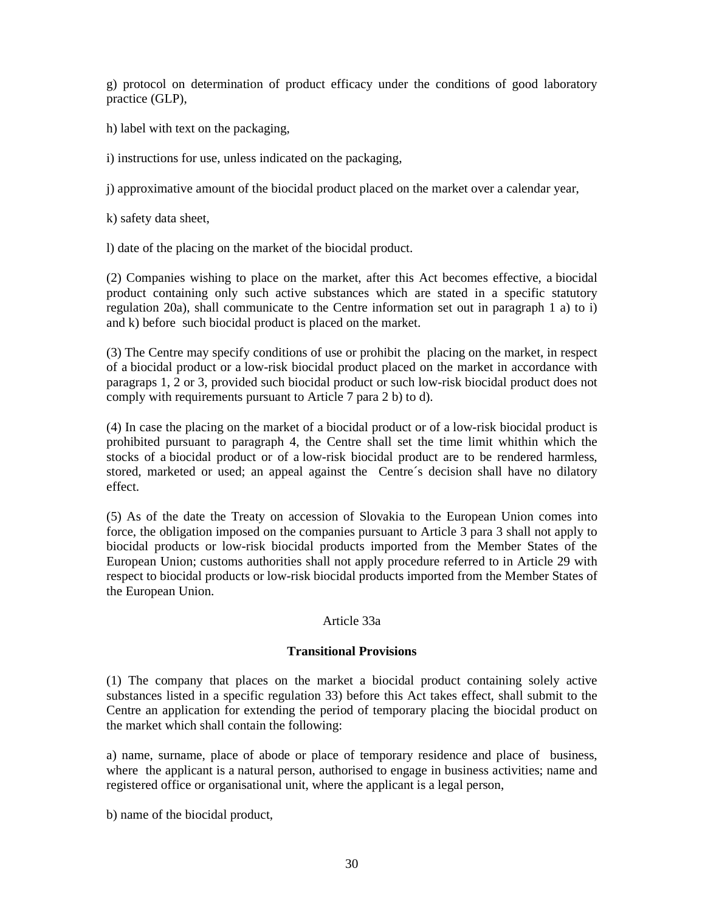g) protocol on determination of product efficacy under the conditions of good laboratory practice (GLP),

h) label with text on the packaging,

i) instructions for use, unless indicated on the packaging,

j) approximative amount of the biocidal product placed on the market over a calendar year,

k) safety data sheet,

l) date of the placing on the market of the biocidal product.

(2) Companies wishing to place on the market, after this Act becomes effective, a biocidal product containing only such active substances which are stated in a specific statutory regulation 20a), shall communicate to the Centre information set out in paragraph 1 a) to i) and k) before such biocidal product is placed on the market.

(3) The Centre may specify conditions of use or prohibit the placing on the market, in respect of a biocidal product or a low-risk biocidal product placed on the market in accordance with paragraps 1, 2 or 3, provided such biocidal product or such low-risk biocidal product does not comply with requirements pursuant to Article 7 para 2 b) to d).

(4) In case the placing on the market of a biocidal product or of a low-risk biocidal product is prohibited pursuant to paragraph 4, the Centre shall set the time limit whithin which the stocks of a biocidal product or of a low-risk biocidal product are to be rendered harmless, stored, marketed or used; an appeal against the Centre´s decision shall have no dilatory effect.

(5) As of the date the Treaty on accession of Slovakia to the European Union comes into force, the obligation imposed on the companies pursuant to Article 3 para 3 shall not apply to biocidal products or low-risk biocidal products imported from the Member States of the European Union; customs authorities shall not apply procedure referred to in Article 29 with respect to biocidal products or low-risk biocidal products imported from the Member States of the European Union.

Article 33a

**Transitional Provisions**

(1) The company that places on the market a biocidal product containing solely active substances listed in a specific regulation 33) before this Act takes effect, shall submit to the Centre an application for extending the period of temporary placing the biocidal product on the market which shall contain the following:

a) name, surname, place of abode or place of temporary residence and place of business, where the applicant is a natural person, authorised to engage in business activities; name and registered office or organisational unit, where the applicant is a legal person,

b) name of the biocidal product,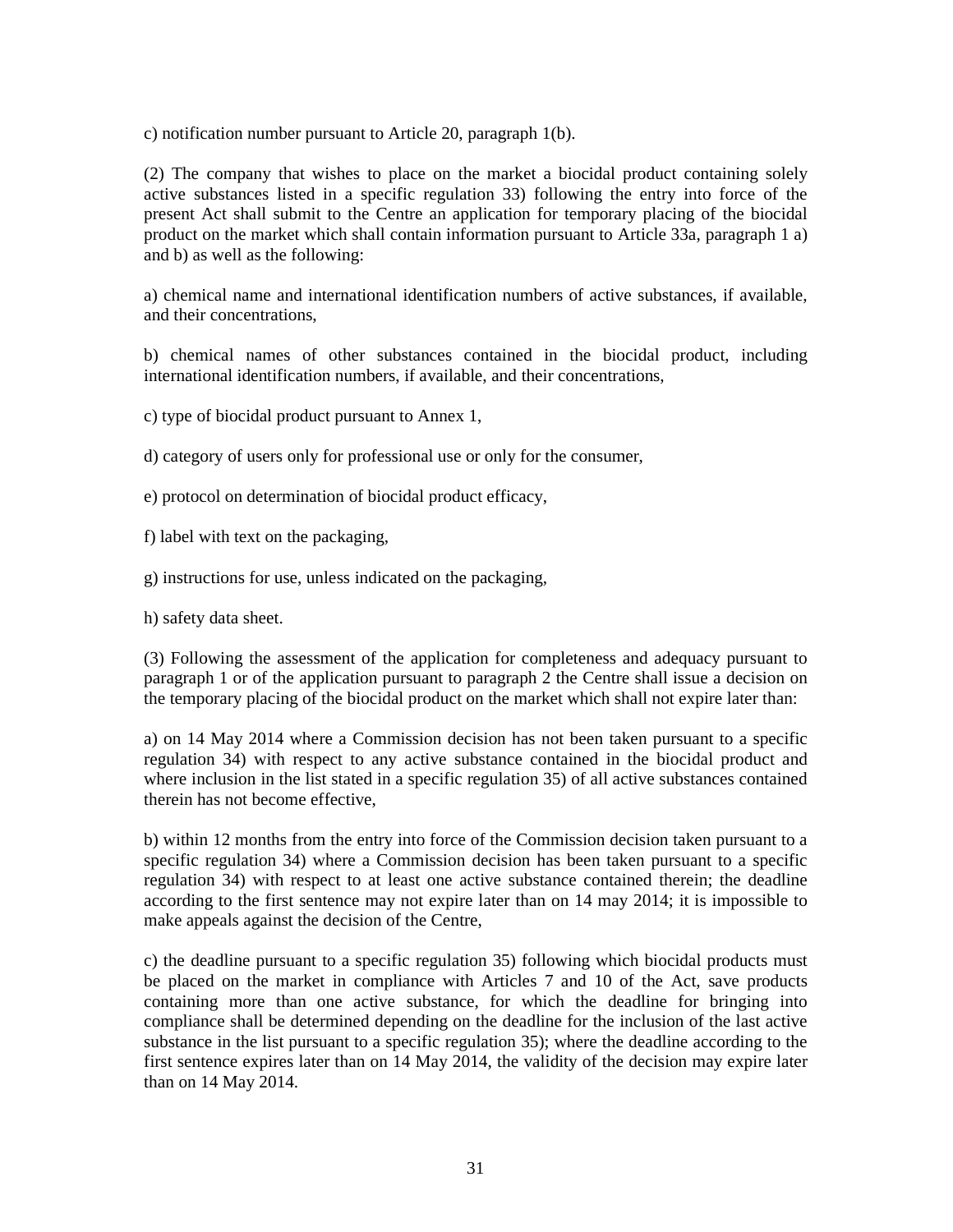c) notification number pursuant to Article 20, paragraph 1(b).

(2) The company that wishes to place on the market a biocidal product containing solely active substances listed in a specific regulation 33) following the entry into force of the present Act shall submit to the Centre an application for temporary placing of the biocidal product on the market which shall contain information pursuant to Article 33a, paragraph 1 a) and b) as well as the following:

a) chemical name and international identification numbers of active substances, if available, and their concentrations,

b) chemical names of other substances contained in the biocidal product, including international identification numbers, if available, and their concentrations,

c) type of biocidal product pursuant to Annex 1,

d) category of users only for professional use or only for the consumer,

e) protocol on determination of biocidal product efficacy,

f) label with text on the packaging,

g) instructions for use, unless indicated on the packaging,

h) safety data sheet.

(3) Following the assessment of the application for completeness and adequacy pursuant to paragraph 1 or of the application pursuant to paragraph 2 the Centre shall issue a decision on the temporary placing of the biocidal product on the market which shall not expire later than:

a) on 14 May 2014 where a Commission decision has not been taken pursuant to a specific regulation 34) with respect to any active substance contained in the biocidal product and where inclusion in the list stated in a specific regulation 35) of all active substances contained therein has not become effective,

b) within 12 months from the entry into force of the Commission decision taken pursuant to a specific regulation 34) where a Commission decision has been taken pursuant to a specific regulation 34) with respect to at least one active substance contained therein; the deadline according to the first sentence may not expire later than on 14 may 2014; it is impossible to make appeals against the decision of the Centre,

c) the deadline pursuant to a specific regulation 35) following which biocidal products must be placed on the market in compliance with Articles 7 and 10 of the Act, save products containing more than one active substance, for which the deadline for bringing into compliance shall be determined depending on the deadline for the inclusion of the last active substance in the list pursuant to a specific regulation 35); where the deadline according to the first sentence expires later than on 14 May 2014, the validity of the decision may expire later than on 14 May 2014.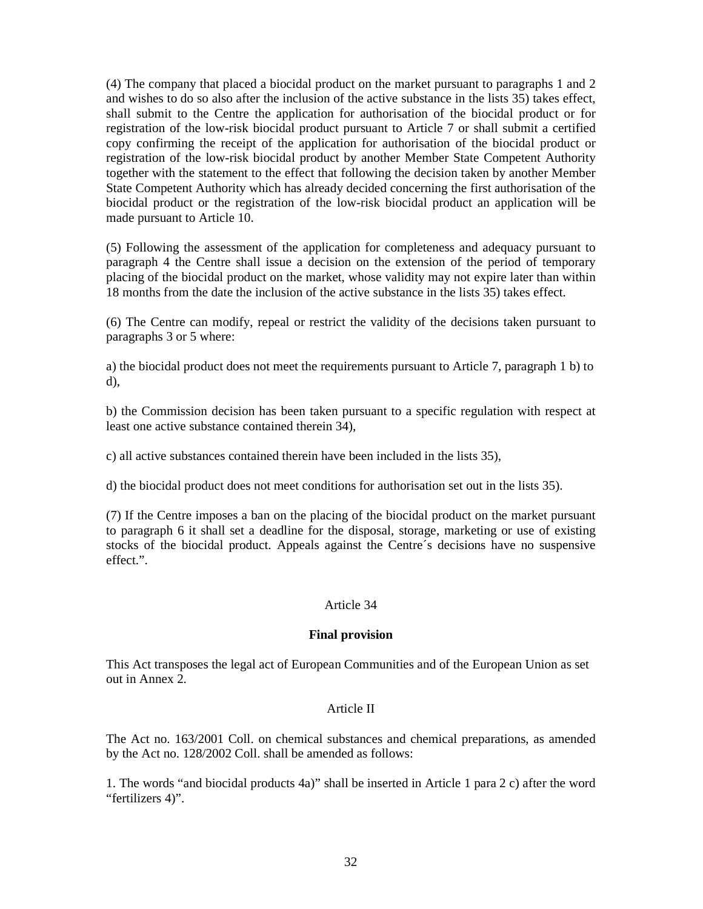(4) The company that placed a biocidal product on the market pursuant to paragraphs 1 and 2 and wishes to do so also after the inclusion of the active substance in the lists 35) takes effect, shall submit to the Centre the application for authorisation of the biocidal product or for registration of the low-risk biocidal product pursuant to Article 7 or shall submit a certified copy confirming the receipt of the application for authorisation of the biocidal product or registration of the low-risk biocidal product by another Member State Competent Authority together with the statement to the effect that following the decision taken by another Member State Competent Authority which has already decided concerning the first authorisation of the biocidal product or the registration of the low-risk biocidal product an application will be made pursuant to Article 10.

(5) Following the assessment of the application for completeness and adequacy pursuant to paragraph 4 the Centre shall issue a decision on the extension of the period of temporary placing of the biocidal product on the market, whose validity may not expire later than within 18 months from the date the inclusion of the active substance in the lists 35) takes effect.

(6) The Centre can modify, repeal or restrict the validity of the decisions taken pursuant to paragraphs 3 or 5 where:

a) the biocidal product does not meet the requirements pursuant to Article 7, paragraph 1 b) to d),

b) the Commission decision has been taken pursuant to a specific regulation with respect at least one active substance contained therein 34),

c) all active substances contained therein have been included in the lists 35),

d) the biocidal product does not meet conditions for authorisation set out in the lists 35).

(7) If the Centre imposes a ban on the placing of the biocidal product on the market pursuant to paragraph 6 it shall set a deadline for the disposal, storage, marketing or use of existing stocks of the biocidal product. Appeals against the Centre´s decisions have no suspensive effect.".

Article 34

**Final provision**

This Act transposes the legal act of European Communities and of the European Union as set out in Annex 2.

Article II

The Act no. 163/2001 Coll. on chemical substances and chemical preparations, as amended by the Act no. 128/2002 Coll. shall be amended as follows:

1. The words "and biocidal products 4a)" shall be inserted in Article 1 para 2 c) after the word "fertilizers 4)".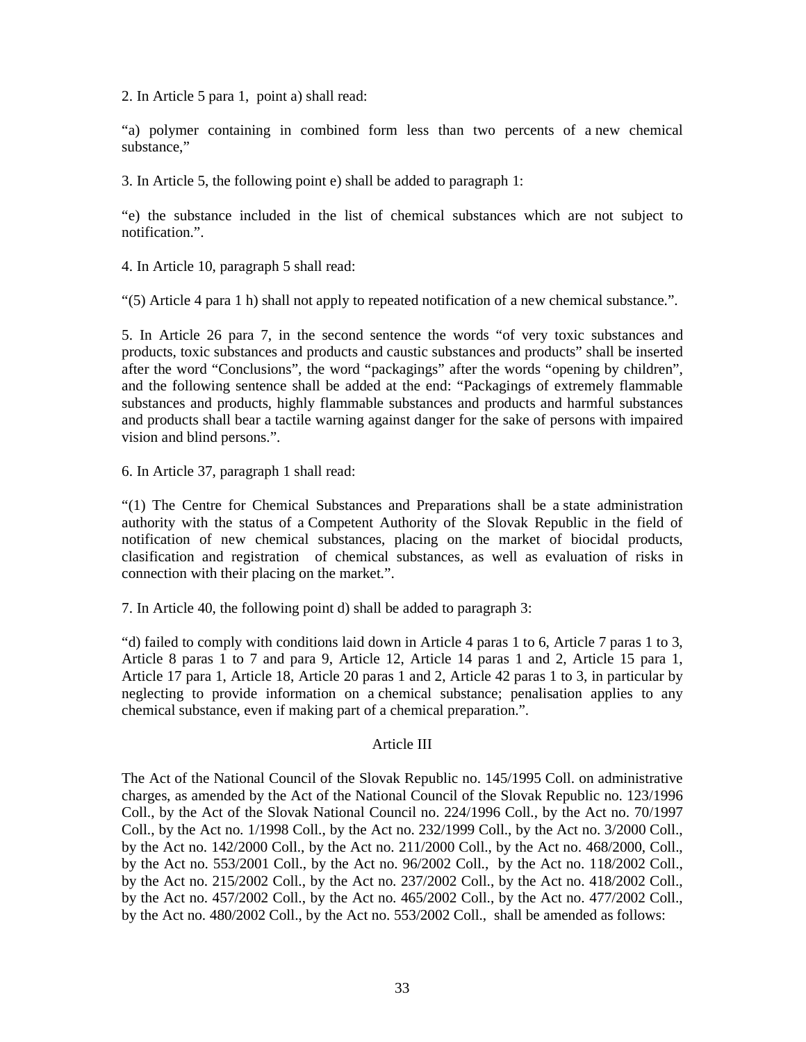2. In Article 5 para 1, point a) shall read:

“a) polymer containing in combined form less than two percents of a new chemical substance,”

3. In Article 5, the following point e) shall be added to paragraph 1:

“e) the substance included in the list of chemical substances which are not subject to notification.”.

4. In Article 10, paragraph 5 shall read:

“(5) Article 4 para 1 h) shall not apply to repeated notification of a new chemical substance.”.

5. In Article 26 para 7, in the second sentence the words “of very toxic substances and products, toxic substances and products and caustic substances and products” shall be inserted after the word “Conclusions”, the word “packagings” after the words “opening by children”, and the following sentence shall be added at the end: “Packagings of extremely flammable substances and products, highly flammable substances and products and harmful substances and products shall bear a tactile warning against danger for the sake of persons with impaired vision and blind persons.”.

6. In Article 37, paragraph 1 shall read:

“(1) The Centre for Chemical Substances and Preparations shall be a state administration authority with the status of a Competent Authority of the Slovak Republic in the field of notification of new chemical substances, placing on the market of biocidal products, clasification and registration of chemical substances, as well as evaluation of risks in connection with their placing on the market.”.

7. In Article 40, the following point d) shall be added to paragraph 3:

“d) failed to comply with conditions laid down in Article 4 paras 1 to 6, Article 7 paras 1 to 3, Article 8 paras 1 to 7 and para 9, Article 12, Article 14 paras 1 and 2, Article 15 para 1, Article 17 para 1, Article 18, Article 20 paras 1 and 2, Article 42 paras 1 to 3, in particular by neglecting to provide information on a chemical substance; penalisation applies to any chemical substance, even if making part of a chemical preparation.”.

## Article III

The Act of the National Council of the Slovak Republic no. 145/1995 Coll. on administrative charges, as amended by the Act of the National Council of the Slovak Republic no. 123/1996 Coll., by the Act of the Slovak National Council no. 224/1996 Coll., by the Act no. 70/1997 Coll., by the Act no. 1/1998 Coll., by the Act no. 232/1999 Coll., by the Act no. 3/2000 Coll., by the Act no. 142/2000 Coll., by the Act no. 211/2000 Coll., by the Act no. 468/2000, Coll., by the Act no. 553/2001 Coll., by the Act no. 96/2002 Coll., by the Act no. 118/2002 Coll., by the Act no. 215/2002 Coll., by the Act no. 237/2002 Coll., by the Act no. 418/2002 Coll., by the Act no. 457/2002 Coll., by the Act no. 465/2002 Coll., by the Act no. 477/2002 Coll., by the Act no. 480/2002 Coll., by the Act no. 553/2002 Coll., shall be amended as follows: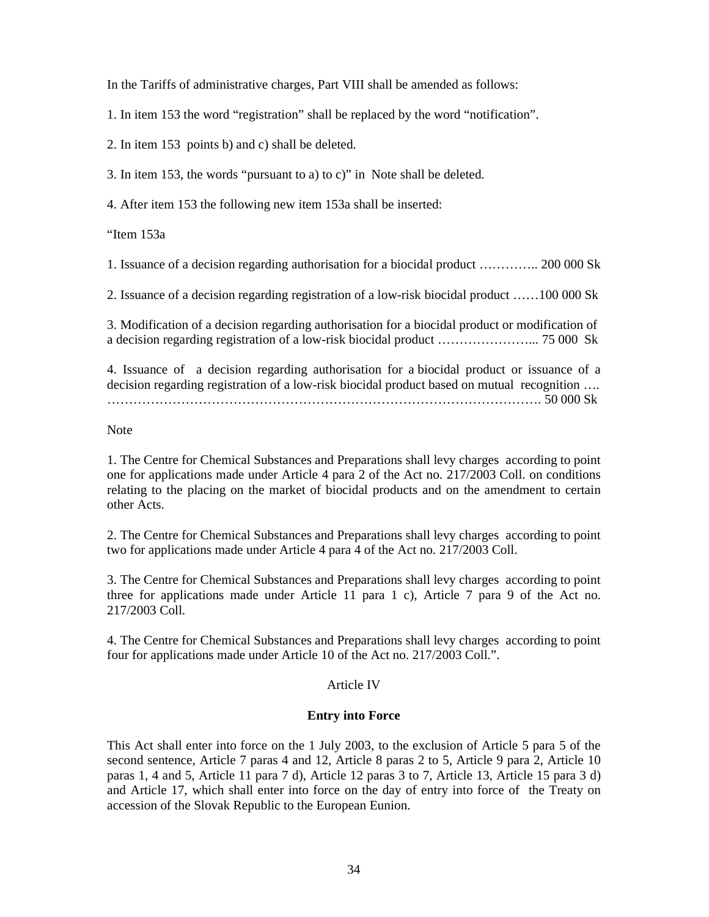In the Tariffs of administrative charges, Part VIII shall be amended as follows:

1. In item 153 the word “registration” shall be replaced by the word “notification”.

2. In item 153 points b) and c) shall be deleted.

3. In item 153, the words “pursuant to a) to c)” in Note shall be deleted.

4. After item 153 the following new item 153a shall be inserted:

“Item 153a

1. Issuance of a decision regarding authorisation for a biocidal product ………….. 200 000 Sk

2. Issuance of a decision regarding registration of a low-risk biocidal product ……100 000 Sk

3. Modification of a decision regarding authorisation for a biocidal product or modification of a decision regarding registration of a low-risk biocidal product …………………... 75 000 Sk

4. Issuance of a decision regarding authorisation for a biocidal product or issuance of a decision regarding registration of a low-risk biocidal product based on mutual recognition …. ………………………………………………………………………………………. 50 000 Sk

Note

1. The Centre for Chemical Substances and Preparations shall levy charges according to point one for applications made under Article 4 para 2 of the Act no. 217/2003 Coll. on conditions relating to the placing on the market of biocidal products and on the amendment to certain other Acts.

2. The Centre for Chemical Substances and Preparations shall levy charges according to point two for applications made under Article 4 para 4 of the Act no. 217/2003 Coll.

3. The Centre for Chemical Substances and Preparations shall levy charges according to point three for applications made under Article 11 para 1 c), Article 7 para 9 of the Act no. 217/2003 Coll.

4. The Centre for Chemical Substances and Preparations shall levy charges according to point four for applications made under Article 10 of the Act no. 217/2003 Coll.”.

Article IV

**Entry into Force**

This Act shall enter into force on the 1 July 2003, to the exclusion of Article 5 para 5 of the second sentence, Article 7 paras 4 and 12, Article 8 paras 2 to 5, Article 9 para 2, Article 10 paras 1, 4 and 5, Article 11 para 7 d), Article 12 paras 3 to 7, Article 13, Article 15 para 3 d) and Article 17, which shall enter into force on the day of entry into force of the Treaty on accession of the Slovak Republic to the European Eunion.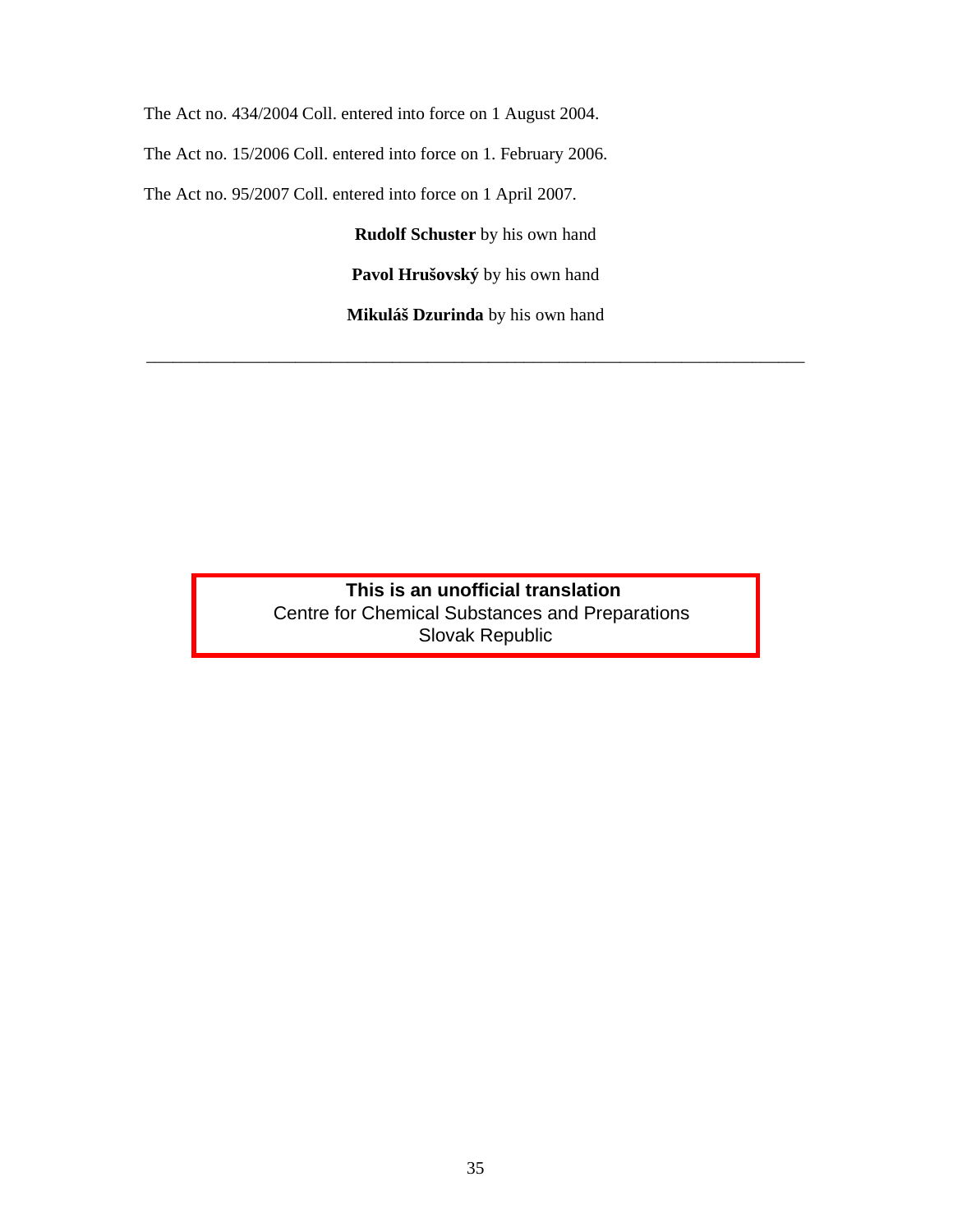The Act no. 434/2004 Coll. entered into force on 1 August 2004.

The Act no. 15/2006 Coll. entered into force on 1. February 2006.

The Act no. 95/2007 Coll. entered into force on 1 April 2007.

**Rudolf Schuster** by his own hand

**Pavol Hrušovský** by his own hand

**Mikuláš Dzurinda** by his own hand

---

**This is an unofficial translation**
Centre for Chemical Substances and Preparations
Slovak Republic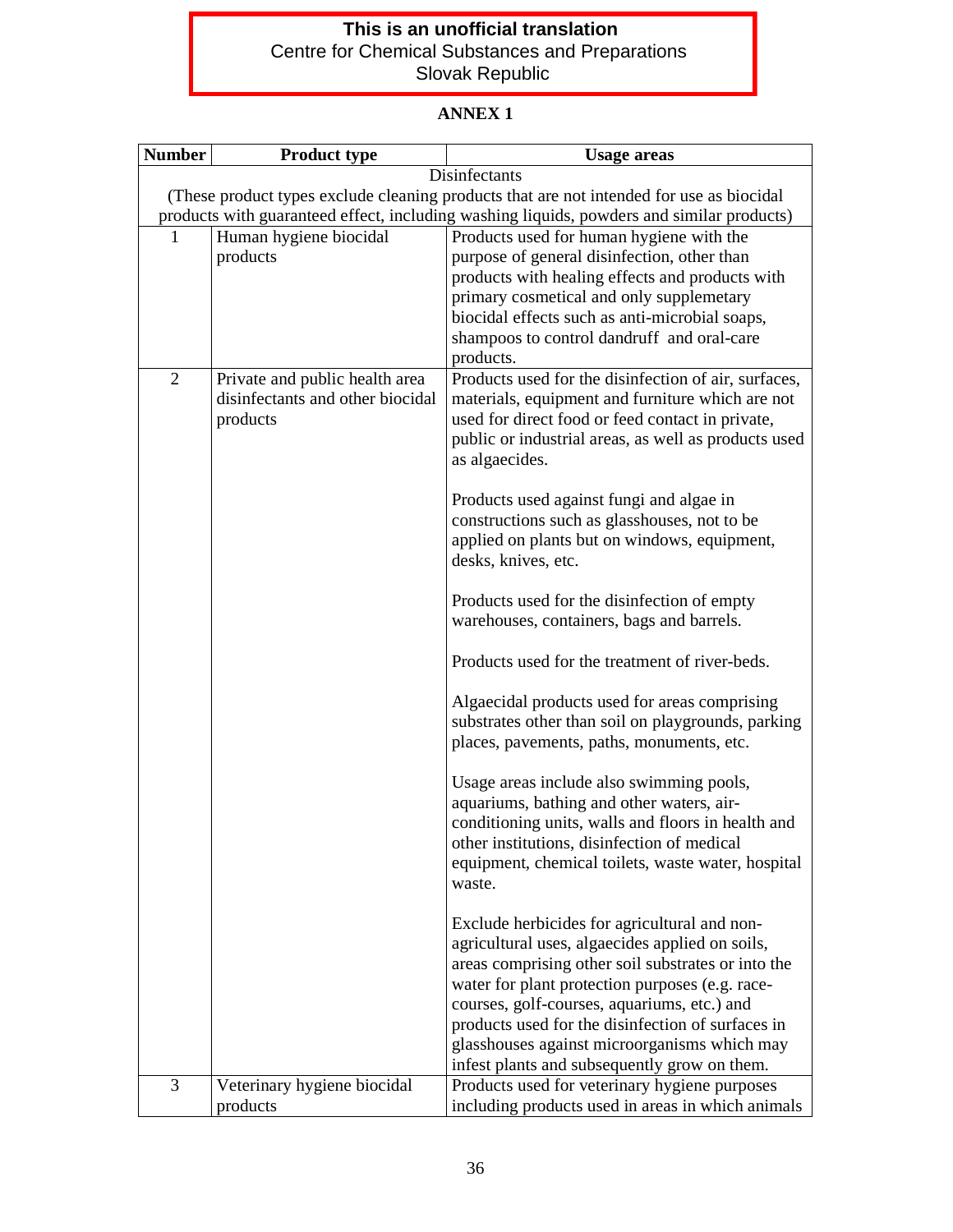**This is an unofficial translation**
Centre for Chemical Substances and Preparations
Slovak Republic

## ANNEX 1

| Number | Product type | Usage areas |
|---|---|---|
| Disinfectants (These product types exclude cleaning products that are not intended for use as biocidal products with guaranteed effect, including washing liquids, powders and similar products) | | |
| 1 | Human hygiene biocidal products | Products used for human hygiene with the purpose of general disinfection, other than products with healing effects and products with primary cosmetical and only supplemetary biocidal effects such as anti-microbial soaps, shampoos to control dandruff and oral-care products. |
| 2 | Private and public health area disinfectants and other biocidal products | Products used for the disinfection of air, surfaces, materials, equipment and furniture which are not used for direct food or feed contact in private, public or industrial areas, as well as products used as algaecides.<br><br>Products used against fungi and algae in constructions such as glasshouses, not to be applied on plants but on windows, equipment, desks, knives, etc.<br><br>Products used for the disinfection of empty warehouses, containers, bags and barrels.<br><br>Products used for the treatment of river-beds.<br><br>Algaecidal products used for areas comprising substrates other than soil on playgrounds, parking places, pavements, paths, monuments, etc.<br><br>Usage areas include also swimming pools, aquariums, bathing and other waters, air-conditioning units, walls and floors in health and other institutions, disinfection of medical equipment, chemical toilets, waste water, hospital waste.<br><br>Exclude herbicides for agricultural and non-agricultural uses, algaecides applied on soils, areas comprising other soil substrates or into the water for plant protection purposes (e.g. race-courses, golf-courses, aquariums, etc.) and products used for the disinfection of surfaces in glasshouses against microorganisms which may infest plants and subsequently grow on them. |
| 3 | Veterinary hygiene biocidal products | Products used for veterinary hygiene purposes including products used in areas in which animals |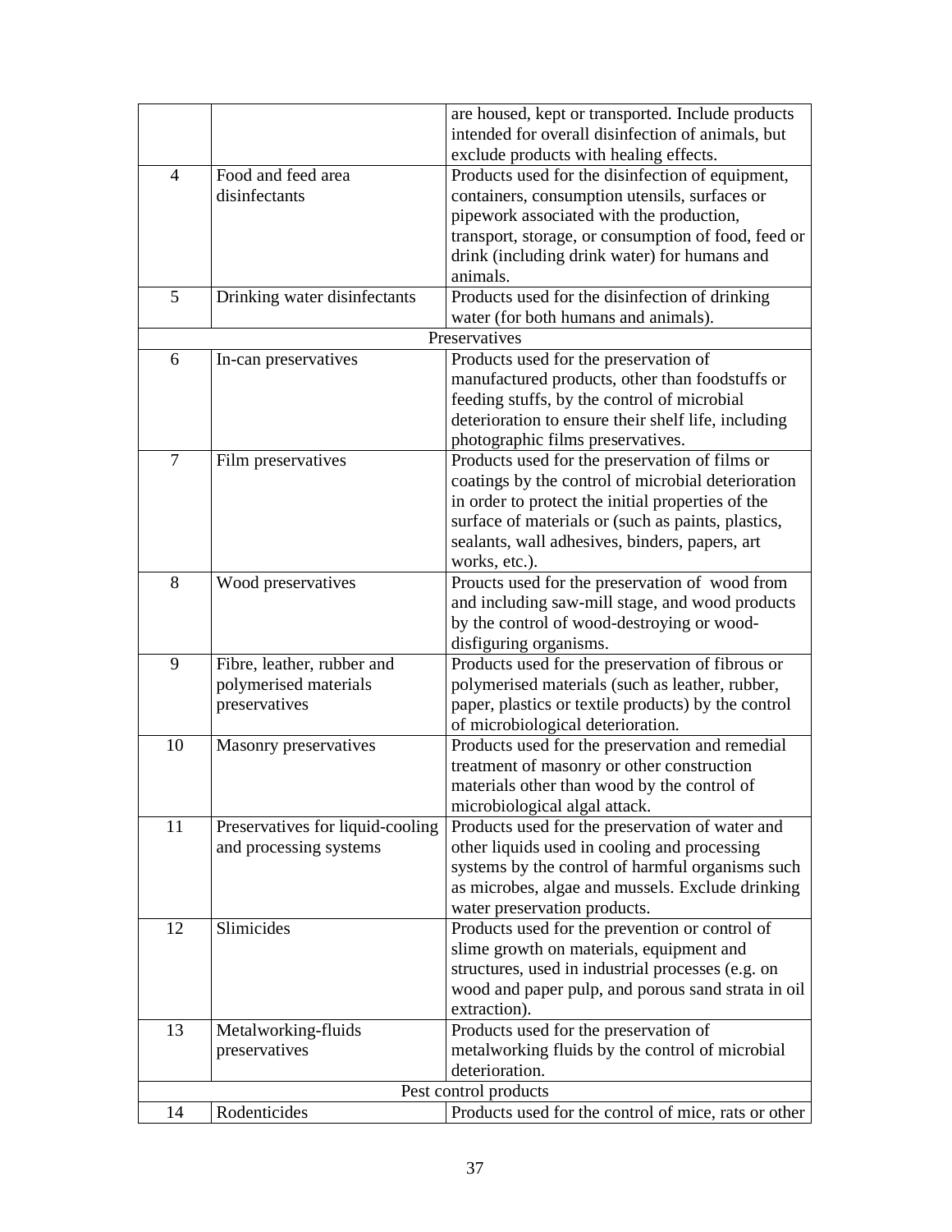| | | |
|---|---|---|
| | | are housed, kept or transported. Include products intended for overall disinfection of animals, but exclude products with healing effects. |
| 4 | Food and feed area disinfectants | Products used for the disinfection of equipment, containers, consumption utensils, surfaces or pipework associated with the production, transport, storage, or consumption of food, feed or drink (including drink water) for humans and animals. |
| 5 | Drinking water disinfectants | Products used for the disinfection of drinking water (for both humans and animals). |
| | Preservatives | |
| 6 | In-can preservatives | Products used for the preservation of manufactured products, other than foodstuffs or feeding stuffs, by the control of microbial deterioration to ensure their shelf life, including photographic films preservatives. |
| 7 | Film preservatives | Products used for the preservation of films or coatings by the control of microbial deterioration in order to protect the initial properties of the surface of materials or (such as paints, plastics, sealants, wall adhesives, binders, papers, art works, etc.). |
| 8 | Wood preservatives | Proucts used for the preservation of wood from and including saw-mill stage, and wood products by the control of wood-destroying or wood-disfiguring organisms. |
| 9 | Fibre, leather, rubber and polymerised materials preservatives | Products used for the preservation of fibrous or polymerised materials (such as leather, rubber, paper, plastics or textile products) by the control of microbiological deterioration. |
| 10 | Masonry preservatives | Products used for the preservation and remedial treatment of masonry or other construction materials other than wood by the control of microbiological algal attack. |
| 11 | Preservatives for liquid-cooling and processing systems | Products used for the preservation of water and other liquids used in cooling and processing systems by the control of harmful organisms such as microbes, algae and mussels. Exclude drinking water preservation products. |
| 12 | Slimicides | Products used for the prevention or control of slime growth on materials, equipment and structures, used in industrial processes (e.g. on wood and paper pulp, and porous sand strata in oil extraction). |
| 13 | Metalworking-fluids preservatives | Products used for the preservation of metalworking fluids by the control of microbial deterioration. |
| | Pest control products | |
| 14 | Rodenticides | Products used for the control of mice, rats or other |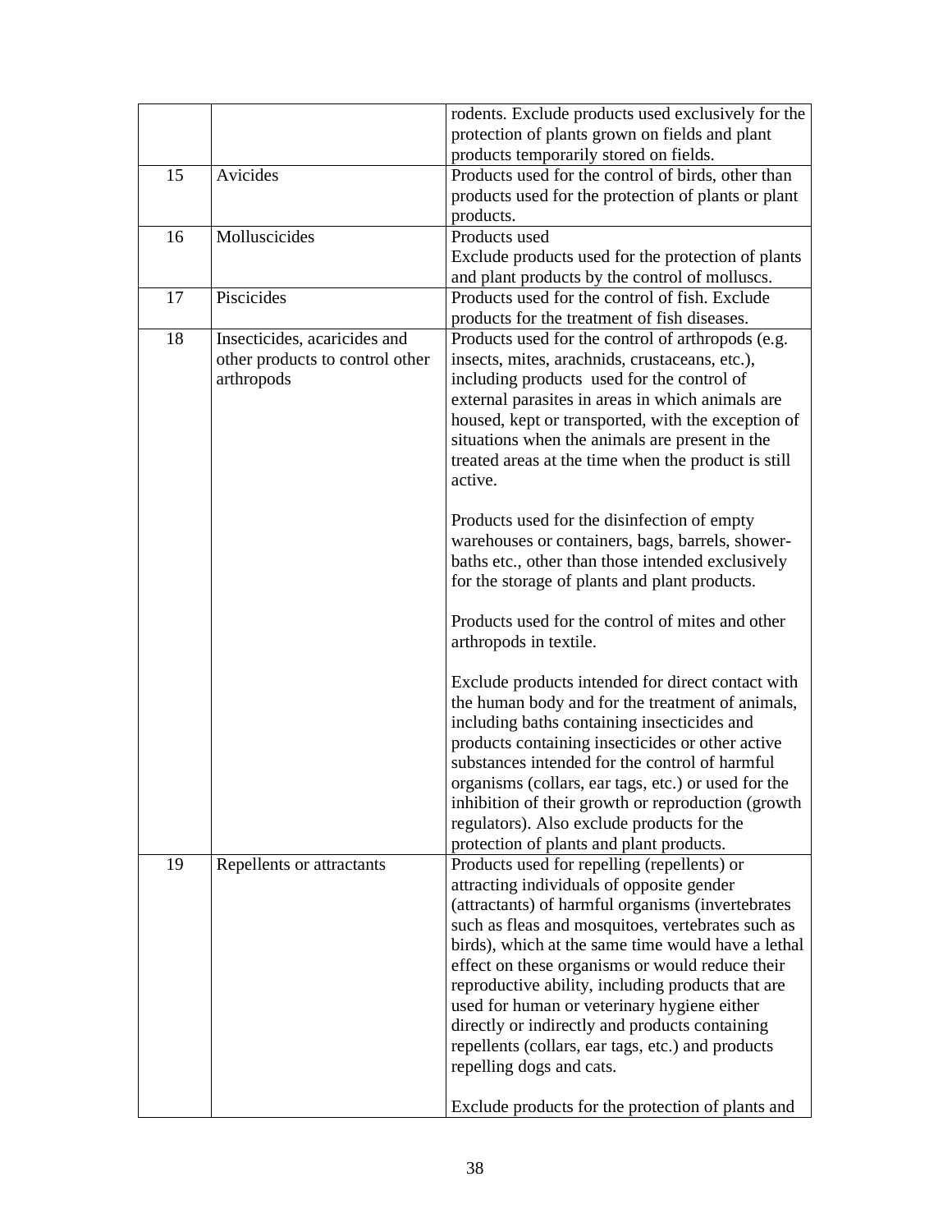| | | |
|---|---|---|
| | | rodents. Exclude products used exclusively for the protection of plants grown on fields and plant products temporarily stored on fields. |
| 15 | Avicides | Products used for the control of birds, other than products used for the protection of plants or plant products. |
| 16 | Molluscicides | Products used<br>Exclude products used for the protection of plants and plant products by the control of molluscs. |
| 17 | Piscicides | Products used for the control of fish. Exclude products for the treatment of fish diseases. |
| 18 | Insecticides, acaricides and other products to control other arthropods | Products used for the control of arthropods (e.g. insects, mites, arachnids, crustaceans, etc.), including products used for the control of external parasites in areas in which animals are housed, kept or transported, with the exception of situations when the animals are present in the treated areas at the time when the product is still active.<br><br>Products used for the disinfection of empty warehouses or containers, bags, barrels, shower-baths etc., other than those intended exclusively for the storage of plants and plant products.<br><br>Products used for the control of mites and other arthropods in textile.<br><br>Exclude products intended for direct contact with the human body and for the treatment of animals, including baths containing insecticides and products containing insecticides or other active substances intended for the control of harmful organisms (collars, ear tags, etc.) or used for the inhibition of their growth or reproduction (growth regulators). Also exclude products for the protection of plants and plant products. |
| 19 | Repellents or attractants | Products used for repelling (repellents) or attracting individuals of opposite gender (attractants) of harmful organisms (invertebrates such as fleas and mosquitoes, vertebrates such as birds), which at the same time would have a lethal effect on these organisms or would reduce their reproductive ability, including products that are used for human or veterinary hygiene either directly or indirectly and products containing repellents (collars, ear tags, etc.) and products repelling dogs and cats.<br><br>Exclude products for the protection of plants and |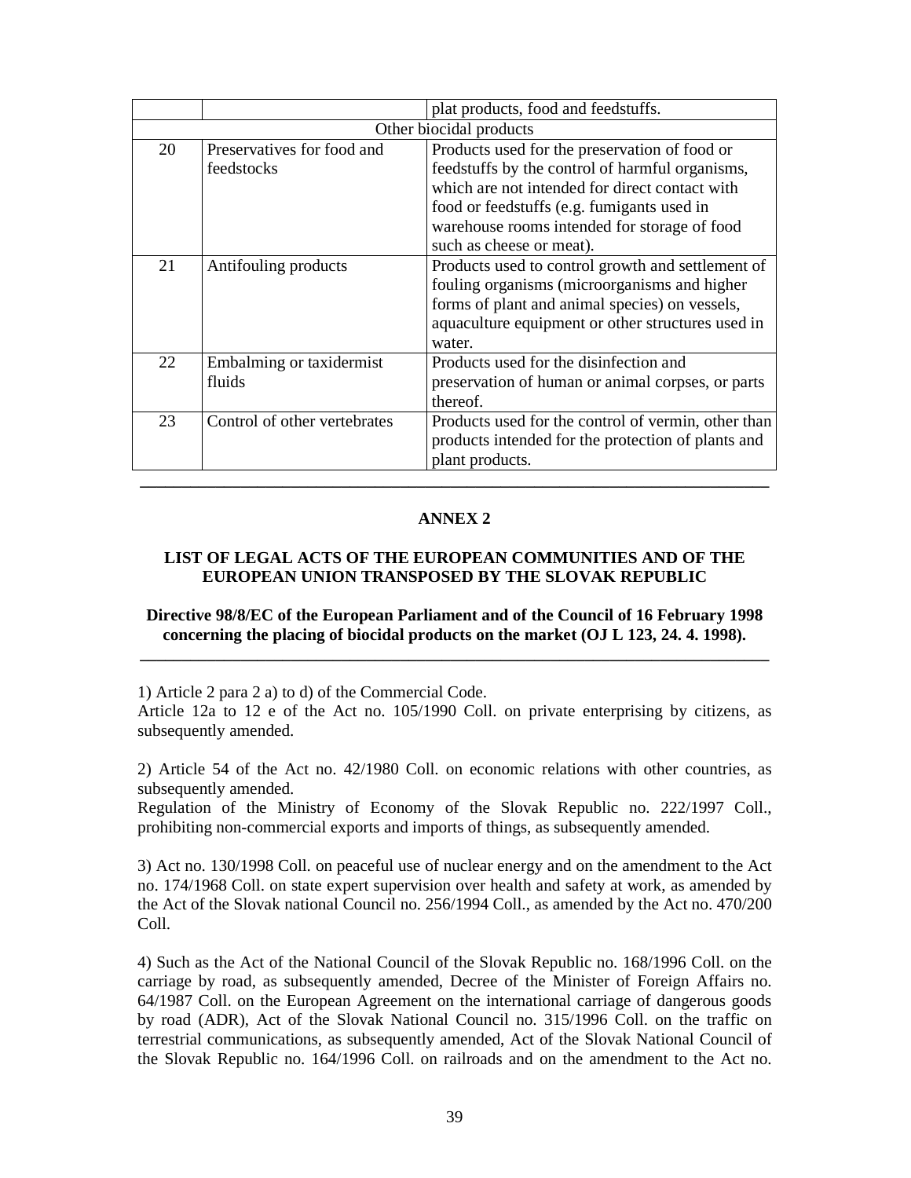| | | |
|---|---|---|
| | | plat products, food and feedstuffs. |
| Other biocidal products | | |
| 20 | Preservatives for food and feedstocks | Products used for the preservation of food or feedstuffs by the control of harmful organisms, which are not intended for direct contact with food or feedstuffs (e.g. fumigants used in warehouse rooms intended for storage of food such as cheese or meat). |
| 21 | Antifouling products | Products used to control growth and settlement of fouling organisms (microorganisms and higher forms of plant and animal species) on vessels, aquaculture equipment or other structures used in water. |
| 22 | Embalming or taxidermist fluids | Products used for the disinfection and preservation of human or animal corpses, or parts thereof. |
| 23 | Control of other vertebrates | Products used for the control of vermin, other than products intended for the protection of plants and plant products. |

---

## ANNEX 2

### LIST OF LEGAL ACTS OF THE EUROPEAN COMMUNITIES AND OF THE EUROPEAN UNION TRANSPOSED BY THE SLOVAK REPUBLIC

**Directive 98/8/EC of the European Parliament and of the Council of 16 February 1998 concerning the placing of biocidal products on the market (OJ L 123, 24. 4. 1998).**

---

1) Article 2 para 2 a) to d) of the Commercial Code.
Article 12a to 12 e of the Act no. 105/1990 Coll. on private enterprising by citizens, as subsequently amended.

2) Article 54 of the Act no. 42/1980 Coll. on economic relations with other countries, as subsequently amended.
Regulation of the Ministry of Economy of the Slovak Republic no. 222/1997 Coll., prohibiting non-commercial exports and imports of things, as subsequently amended.

3) Act no. 130/1998 Coll. on peaceful use of nuclear energy and on the amendment to the Act no. 174/1968 Coll. on state expert supervision over health and safety at work, as amended by the Act of the Slovak national Council no. 256/1994 Coll., as amended by the Act no. 470/200 Coll.

4) Such as the Act of the National Council of the Slovak Republic no. 168/1996 Coll. on the carriage by road, as subsequently amended, Decree of the Minister of Foreign Affairs no. 64/1987 Coll. on the European Agreement on the international carriage of dangerous goods by road (ADR), Act of the Slovak National Council no. 315/1996 Coll. on the traffic on terrestrial communications, as subsequently amended, Act of the Slovak National Council of the Slovak Republic no. 164/1996 Coll. on railroads and on the amendment to the Act no.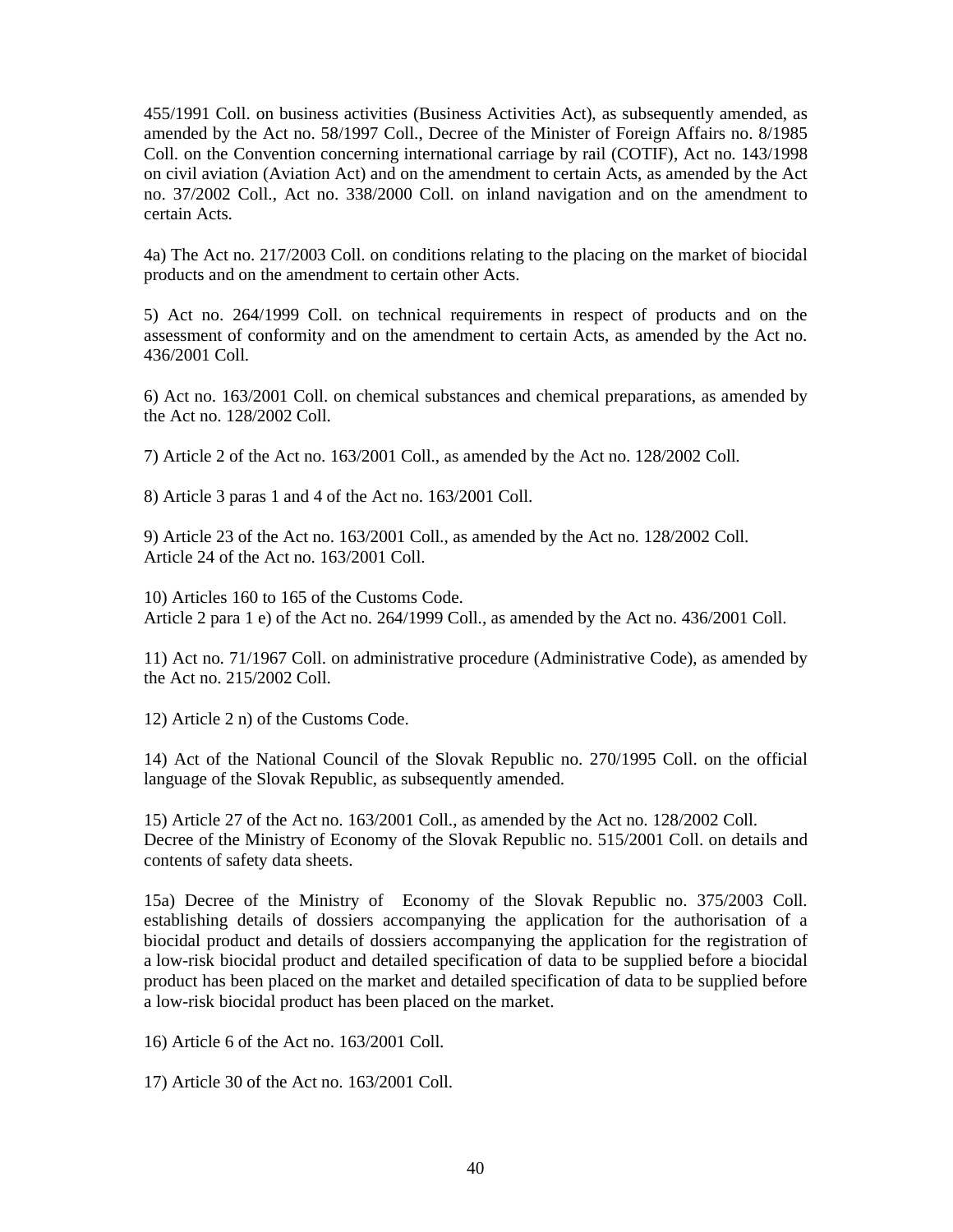455/1991 Coll. on business activities (Business Activities Act), as subsequently amended, as amended by the Act no. 58/1997 Coll., Decree of the Minister of Foreign Affairs no. 8/1985 Coll. on the Convention concerning international carriage by rail (COTIF), Act no. 143/1998 on civil aviation (Aviation Act) and on the amendment to certain Acts, as amended by the Act no. 37/2002 Coll., Act no. 338/2000 Coll. on inland navigation and on the amendment to certain Acts.

4a) The Act no. 217/2003 Coll. on conditions relating to the placing on the market of biocidal products and on the amendment to certain other Acts.

5) Act no. 264/1999 Coll. on technical requirements in respect of products and on the assessment of conformity and on the amendment to certain Acts, as amended by the Act no. 436/2001 Coll.

6) Act no. 163/2001 Coll. on chemical substances and chemical preparations, as amended by the Act no. 128/2002 Coll.

7) Article 2 of the Act no. 163/2001 Coll., as amended by the Act no. 128/2002 Coll.

8) Article 3 paras 1 and 4 of the Act no. 163/2001 Coll.

9) Article 23 of the Act no. 163/2001 Coll., as amended by the Act no. 128/2002 Coll.
Article 24 of the Act no. 163/2001 Coll.

10) Articles 160 to 165 of the Customs Code.
Article 2 para 1 e) of the Act no. 264/1999 Coll., as amended by the Act no. 436/2001 Coll.

11) Act no. 71/1967 Coll. on administrative procedure (Administrative Code), as amended by the Act no. 215/2002 Coll.

12) Article 2 n) of the Customs Code.

14) Act of the National Council of the Slovak Republic no. 270/1995 Coll. on the official language of the Slovak Republic, as subsequently amended.

15) Article 27 of the Act no. 163/2001 Coll., as amended by the Act no. 128/2002 Coll.
Decree of the Ministry of Economy of the Slovak Republic no. 515/2001 Coll. on details and contents of safety data sheets.

15a) Decree of the Ministry of Economy of the Slovak Republic no. 375/2003 Coll. establishing details of dossiers accompanying the application for the authorisation of a biocidal product and details of dossiers accompanying the application for the registration of a low-risk biocidal product and detailed specification of data to be supplied before a biocidal product has been placed on the market and detailed specification of data to be supplied before a low-risk biocidal product has been placed on the market.

16) Article 6 of the Act no. 163/2001 Coll.

17) Article 30 of the Act no. 163/2001 Coll.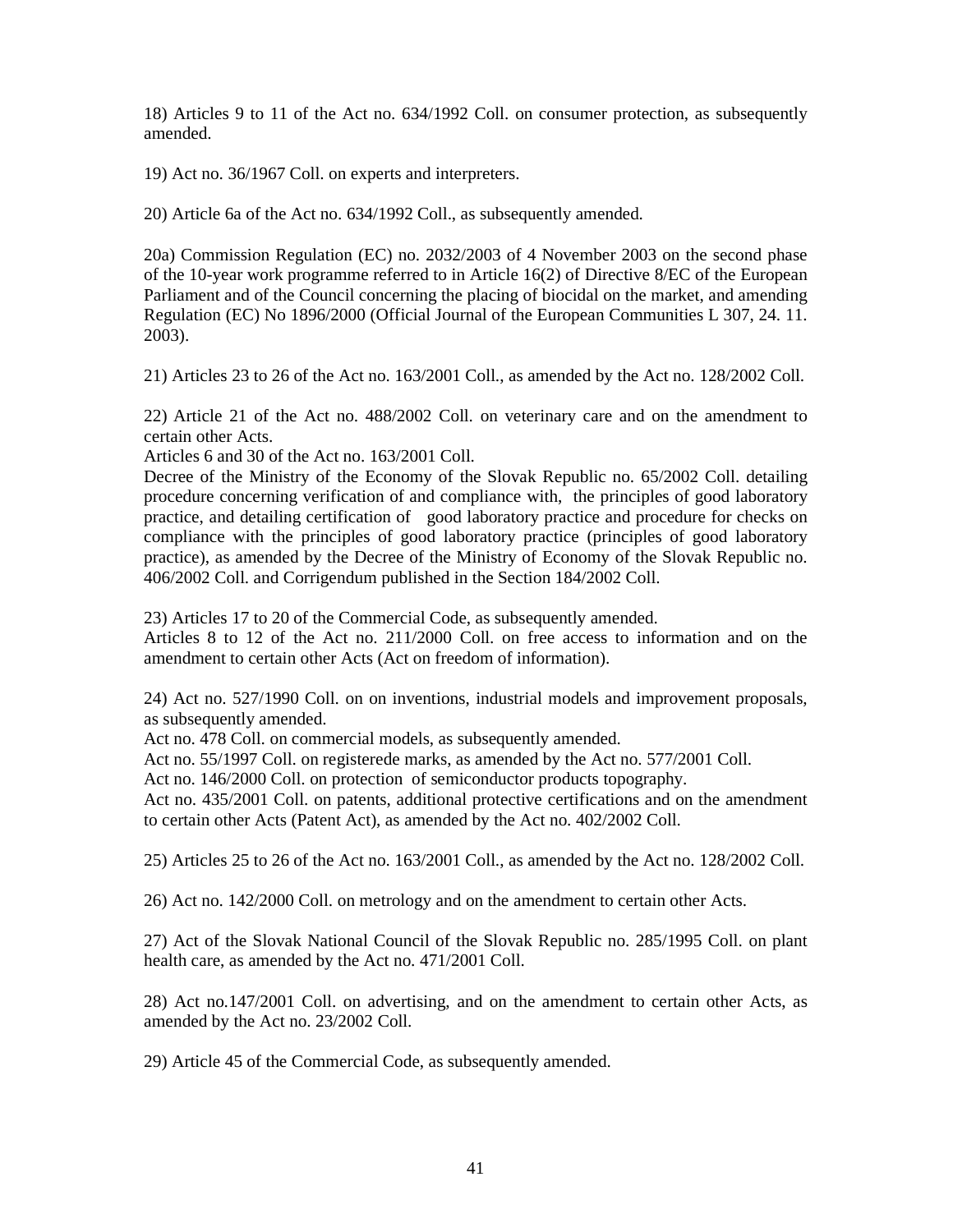18) Articles 9 to 11 of the Act no. 634/1992 Coll. on consumer protection, as subsequently amended.

19) Act no. 36/1967 Coll. on experts and interpreters.

20) Article 6a of the Act no. 634/1992 Coll., as subsequently amended.

20a) Commission Regulation (EC) no. 2032/2003 of 4 November 2003 on the second phase of the 10-year work programme referred to in Article 16(2) of Directive 8/EC of the European Parliament and of the Council concerning the placing of biocidal on the market, and amending Regulation (EC) No 1896/2000 (Official Journal of the European Communities L 307, 24. 11. 2003).

21) Articles 23 to 26 of the Act no. 163/2001 Coll., as amended by the Act no. 128/2002 Coll.

22) Article 21 of the Act no. 488/2002 Coll. on veterinary care and on the amendment to certain other Acts.
Articles 6 and 30 of the Act no. 163/2001 Coll.
Decree of the Ministry of the Economy of the Slovak Republic no. 65/2002 Coll. detailing procedure concerning verification of and compliance with, the principles of good laboratory practice, and detailing certification of good laboratory practice and procedure for checks on compliance with the principles of good laboratory practice (principles of good laboratory practice), as amended by the Decree of the Ministry of Economy of the Slovak Republic no. 406/2002 Coll. and Corrigendum published in the Section 184/2002 Coll.

23) Articles 17 to 20 of the Commercial Code, as subsequently amended.
Articles 8 to 12 of the Act no. 211/2000 Coll. on free access to information and on the amendment to certain other Acts (Act on freedom of information).

24) Act no. 527/1990 Coll. on on inventions, industrial models and improvement proposals, as subsequently amended.
Act no. 478 Coll. on commercial models, as subsequently amended.
Act no. 55/1997 Coll. on registerede marks, as amended by the Act no. 577/2001 Coll.
Act no. 146/2000 Coll. on protection of semiconductor products topography.
Act no. 435/2001 Coll. on patents, additional protective certifications and on the amendment to certain other Acts (Patent Act), as amended by the Act no. 402/2002 Coll.

25) Articles 25 to 26 of the Act no. 163/2001 Coll., as amended by the Act no. 128/2002 Coll.

26) Act no. 142/2000 Coll. on metrology and on the amendment to certain other Acts.

27) Act of the Slovak National Council of the Slovak Republic no. 285/1995 Coll. on plant health care, as amended by the Act no. 471/2001 Coll.

28) Act no.147/2001 Coll. on advertising, and on the amendment to certain other Acts, as amended by the Act no. 23/2002 Coll.

29) Article 45 of the Commercial Code, as subsequently amended.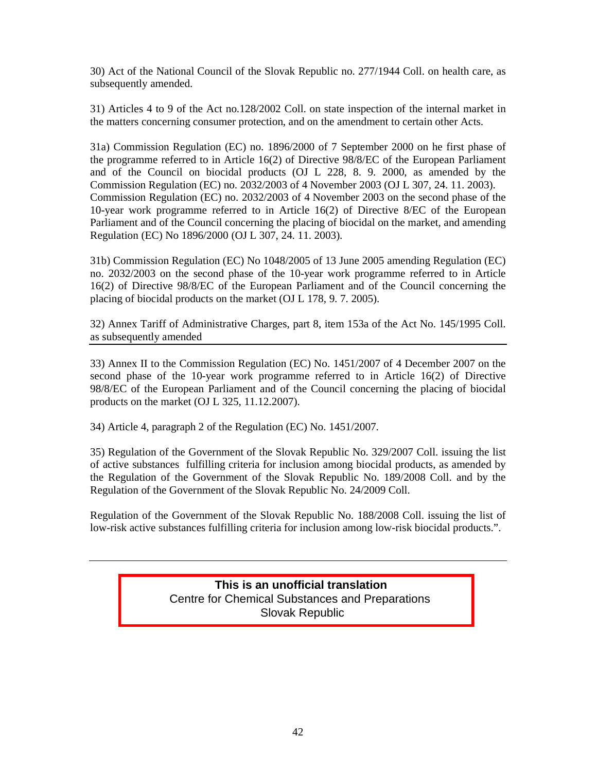30) Act of the National Council of the Slovak Republic no. 277/1944 Coll. on health care, as subsequently amended.

31) Articles 4 to 9 of the Act no.128/2002 Coll. on state inspection of the internal market in the matters concerning consumer protection, and on the amendment to certain other Acts.

31a) Commission Regulation (EC) no. 1896/2000 of 7 September 2000 on he first phase of the programme referred to in Article 16(2) of Directive 98/8/EC of the European Parliament and of the Council on biocidal products (OJ L 228, 8. 9. 2000, as amended by the Commission Regulation (EC) no. 2032/2003 of 4 November 2003 (OJ L 307, 24. 11. 2003).
Commission Regulation (EC) no. 2032/2003 of 4 November 2003 on the second phase of the 10-year work programme referred to in Article 16(2) of Directive 8/EC of the European Parliament and of the Council concerning the placing of biocidal on the market, and amending Regulation (EC) No 1896/2000 (OJ L 307, 24. 11. 2003).

31b) Commission Regulation (EC) No 1048/2005 of 13 June 2005 amending Regulation (EC) no. 2032/2003 on the second phase of the 10-year work programme referred to in Article 16(2) of Directive 98/8/EC of the European Parliament and of the Council concerning the placing of biocidal products on the market (OJ L 178, 9. 7. 2005).

32) Annex Tariff of Administrative Charges, part 8, item 153a of the Act No. 145/1995 Coll. as subsequently amended

---

33) Annex II to the Commission Regulation (EC) No. 1451/2007 of 4 December 2007 on the second phase of the 10-year work programme referred to in Article 16(2) of Directive 98/8/EC of the European Parliament and of the Council concerning the placing of biocidal products on the market (OJ L 325, 11.12.2007).

34) Article 4, paragraph 2 of the Regulation (EC) No. 1451/2007.

35) Regulation of the Government of the Slovak Republic No. 329/2007 Coll. issuing the list of active substances fulfilling criteria for inclusion among biocidal products, as amended by the Regulation of the Government of the Slovak Republic No. 189/2008 Coll. and by the Regulation of the Government of the Slovak Republic No. 24/2009 Coll.

Regulation of the Government of the Slovak Republic No. 188/2008 Coll. issuing the list of low-risk active substances fulfilling criteria for inclusion among low-risk biocidal products.".

---

**This is an unofficial translation**
Centre for Chemical Substances and Preparations
Slovak Republic